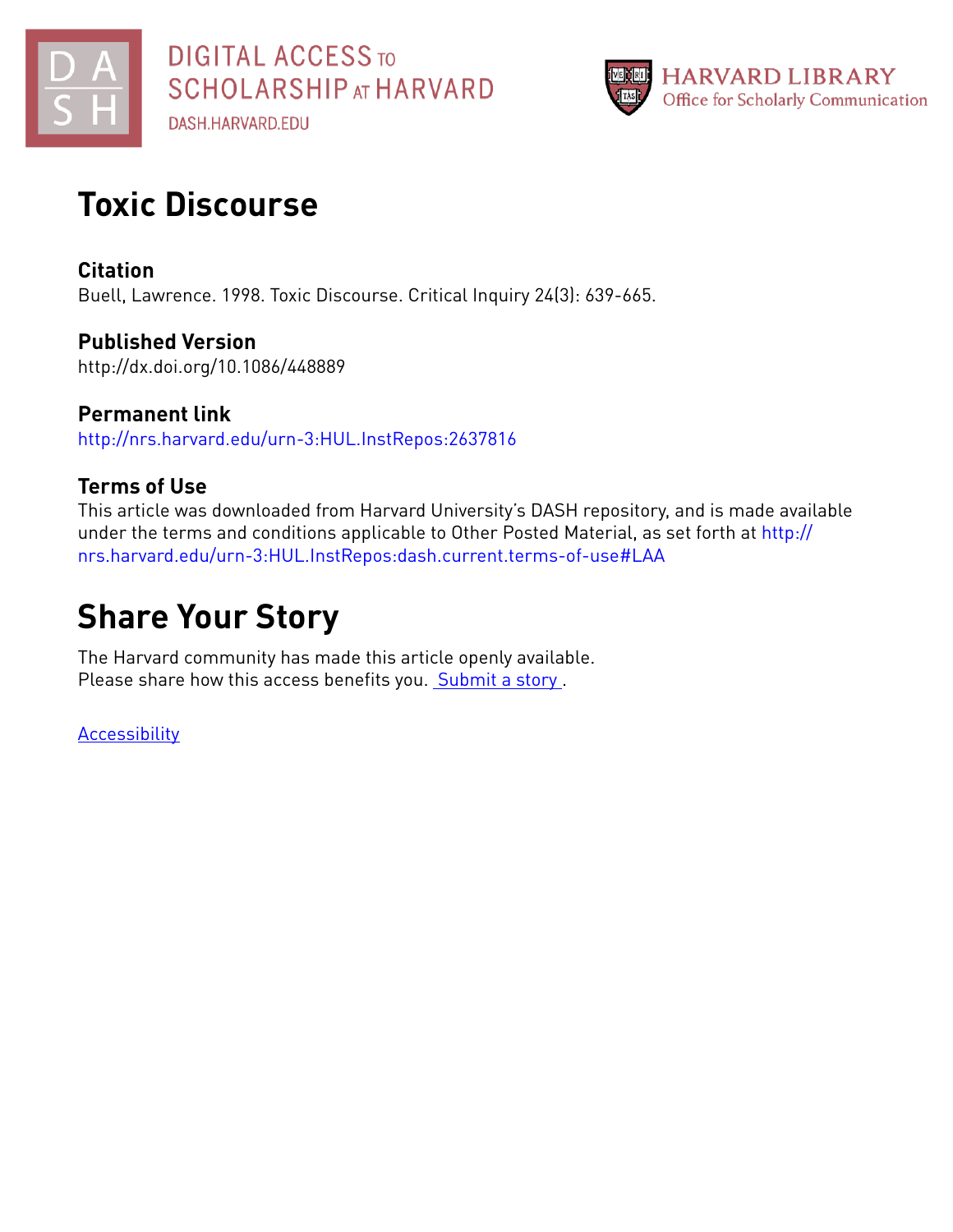DIGITAL ACCESS TO SCHOLARSHIP AT HARVARD
DASH.HARVARD.EDU

HARVARD LIBRARY
Office for Scholarly Communication

# Toxic Discourse

## Citation

Buell, Lawrence. 1998. Toxic Discourse. Critical Inquiry 24(3): 639-665.

## Published Version

http://dx.doi.org/10.1086/448889

## Permanent link

http://nrs.harvard.edu/urn-3:HUL.InstRepos:2637816

## Terms of Use

This article was downloaded from Harvard University's DASH repository, and is made available under the terms and conditions applicable to Other Posted Material, as set forth at http://nrs.harvard.edu/urn-3:HUL.InstRepos:dash.current.terms-of-use#LAA

# Share Your Story

The Harvard community has made this article openly available.
Please share how this access benefits you. Submit a story .

Accessibility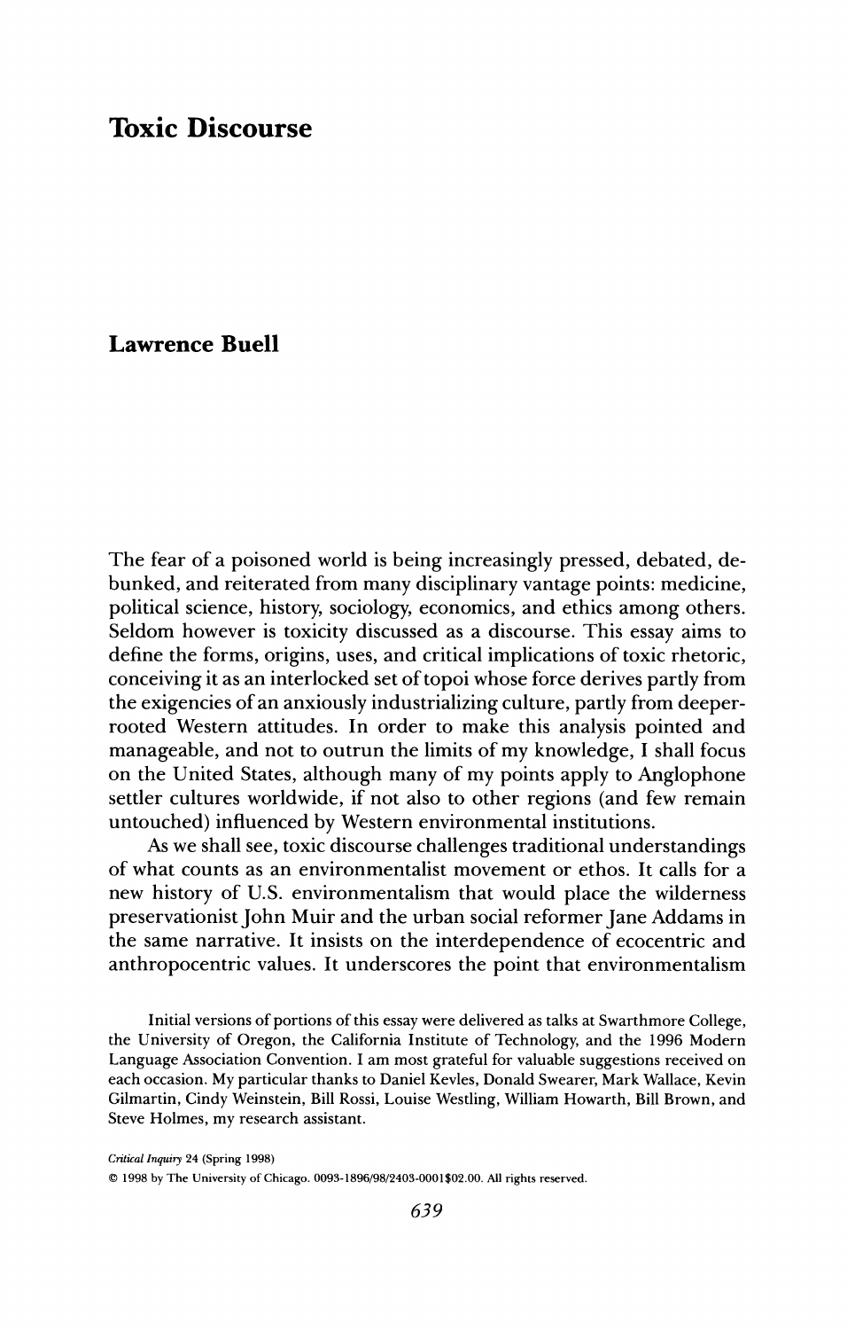# Toxic Discourse

## Lawrence Buell

The fear of a poisoned world is being increasingly pressed, debated, debunked, and reiterated from many disciplinary vantage points: medicine, political science, history, sociology, economics, and ethics among others. Seldom however is toxicity discussed as a discourse. This essay aims to define the forms, origins, uses, and critical implications of toxic rhetoric, conceiving it as an interlocked set of topoi whose force derives partly from the exigencies of an anxiously industrializing culture, partly from deeper-rooted Western attitudes. In order to make this analysis pointed and manageable, and not to outrun the limits of my knowledge, I shall focus on the United States, although many of my points apply to Anglophone settler cultures worldwide, if not also to other regions (and few remain untouched) influenced by Western environmental institutions.

As we shall see, toxic discourse challenges traditional understandings of what counts as an environmentalist movement or ethos. It calls for a new history of U.S. environmentalism that would place the wilderness preservationist John Muir and the urban social reformer Jane Addams in the same narrative. It insists on the interdependence of ecocentric and anthropocentric values. It underscores the point that environmentalism

Initial versions of portions of this essay were delivered as talks at Swarthmore College, the University of Oregon, the California Institute of Technology, and the 1996 Modern Language Association Convention. I am most grateful for valuable suggestions received on each occasion. My particular thanks to Daniel Kevles, Donald Swearer, Mark Wallace, Kevin Gilmartin, Cindy Weinstein, Bill Rossi, Louise Westling, William Howarth, Bill Brown, and Steve Holmes, my research assistant.

*Critical Inquiry* 24 (Spring 1998)

© 1998 by The University of Chicago. 0093-1896/98/2403-0001$02.00. All rights reserved.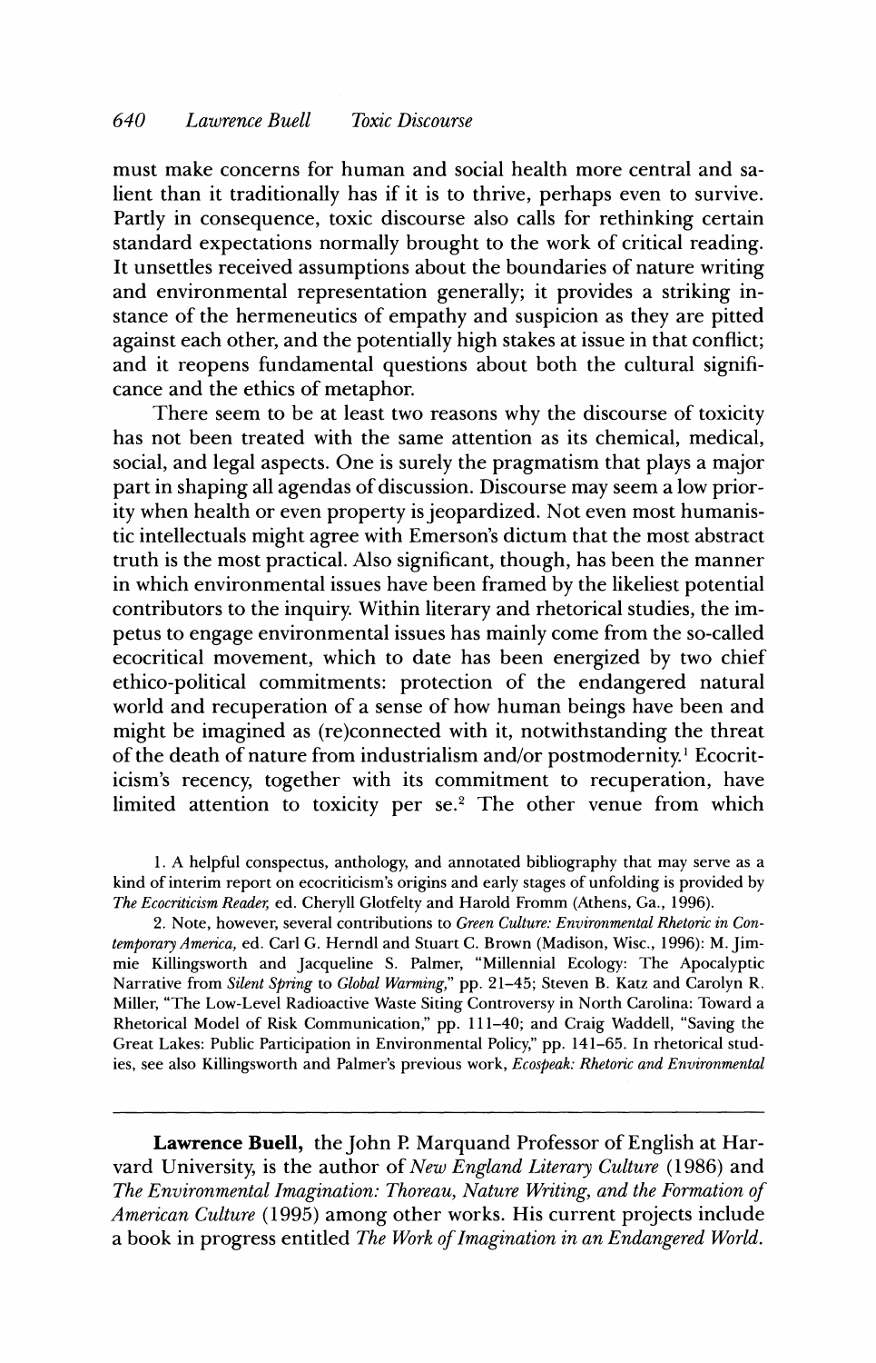must make concerns for human and social health more central and salient than it traditionally has if it is to thrive, perhaps even to survive. Partly in consequence, toxic discourse also calls for rethinking certain standard expectations normally brought to the work of critical reading. It unsettles received assumptions about the boundaries of nature writing and environmental representation generally; it provides a striking instance of the hermeneutics of empathy and suspicion as they are pitted against each other, and the potentially high stakes at issue in that conflict; and it reopens fundamental questions about both the cultural significance and the ethics of metaphor.

There seem to be at least two reasons why the discourse of toxicity has not been treated with the same attention as its chemical, medical, social, and legal aspects. One is surely the pragmatism that plays a major part in shaping all agendas of discussion. Discourse may seem a low priority when health or even property is jeopardized. Not even most humanistic intellectuals might agree with Emerson's dictum that the most abstract truth is the most practical. Also significant, though, has been the manner in which environmental issues have been framed by the likeliest potential contributors to the inquiry. Within literary and rhetorical studies, the impetus to engage environmental issues has mainly come from the so-called ecocritical movement, which to date has been energized by two chief ethico-political commitments: protection of the endangered natural world and recuperation of a sense of how human beings have been and might be imagined as (re)connected with it, notwithstanding the threat of the death of nature from industrialism and/or postmodernity.[1] Ecocriticism's recency, together with its commitment to recuperation, have limited attention to toxicity per se.[2] The other venue from which

1. A helpful conspectus, anthology, and annotated bibliography that may serve as a kind of interim report on ecocriticism's origins and early stages of unfolding is provided by *The Ecocriticism Reader*, ed. Cheryll Glotfelty and Harold Fromm (Athens, Ga., 1996).

2. Note, however, several contributions to *Green Culture: Environmental Rhetoric in Contemporary America*, ed. Carl G. Herndl and Stuart C. Brown (Madison, Wisc., 1996): M. Jimmie Killingsworth and Jacqueline S. Palmer, "Millennial Ecology: The Apocalyptic Narrative from *Silent Spring* to *Global Warming*," pp. 21–45; Steven B. Katz and Carolyn R. Miller, "The Low-Level Radioactive Waste Siting Controversy in North Carolina: Toward a Rhetorical Model of Risk Communication," pp. 111–40; and Craig Waddell, "Saving the Great Lakes: Public Participation in Environmental Policy," pp. 141–65. In rhetorical studies, see also Killingsworth and Palmer's previous work, *Ecospeak: Rhetoric and Environmental*

---

**Lawrence Buell,** the John P. Marquand Professor of English at Harvard University, is the author of *New England Literary Culture* (1986) and *The Environmental Imagination: Thoreau, Nature Writing, and the Formation of American Culture* (1995) among other works. His current projects include a book in progress entitled *The Work of Imagination in an Endangered World.*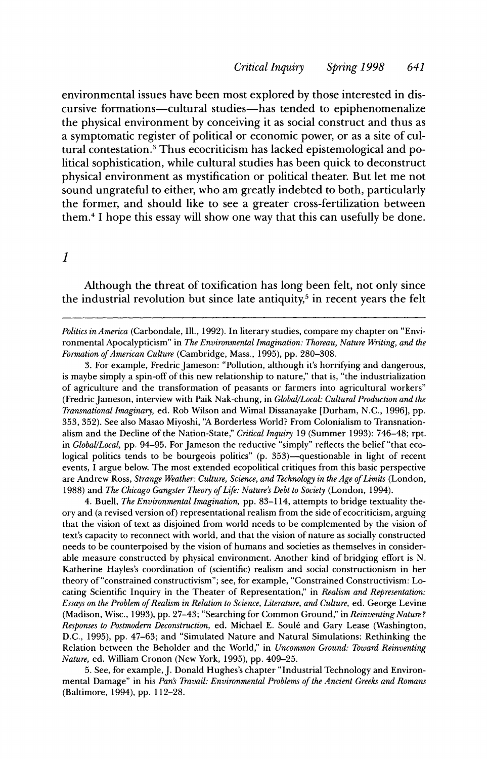environmental issues have been most explored by those interested in discursive formations—cultural studies—has tended to epiphenomenalize the physical environment by conceiving it as social construct and thus as a symptomatic register of political or economic power, or as a site of cultural contestation.[3] Thus ecocriticism has lacked epistemological and political sophistication, while cultural studies has been quick to deconstruct physical environment as mystification or political theater. But let me not sound ungrateful to either, who am greatly indebted to both, particularly the former, and should like to see a greater cross-fertilization between them.[4] I hope this essay will show one way that this can usefully be done.

## 1

Although the threat of toxification has long been felt, not only since the industrial revolution but since late antiquity,[5] in recent years the felt

---

*Politics in America* (Carbondale, Ill., 1992). In literary studies, compare my chapter on "Environmental Apocalypticism" in *The Environmental Imagination: Thoreau, Nature Writing, and the Formation of American Culture* (Cambridge, Mass., 1995), pp. 280–308.

3. For example, Fredric Jameson: "Pollution, although it's horrifying and dangerous, is maybe simply a spin-off of this new relationship to nature," that is, "the industrialization of agriculture and the transformation of peasants or farmers into agricultural workers" (Fredric Jameson, interview with Paik Nak-chung, in *Global/Local: Cultural Production and the Transnational Imaginary*, ed. Rob Wilson and Wimal Dissanayake [Durham, N.C., 1996], pp. 353, 352). See also Masao Miyoshi, "A Borderless World? From Colonialism to Transnationalism and the Decline of the Nation-State," *Critical Inquiry* 19 (Summer 1993): 746–48; rpt. in *Global/Local*, pp. 94–95. For Jameson the reductive "simply" reflects the belief "that ecological politics tends to be bourgeois politics" (p. 353)—questionable in light of recent events, I argue below. The most extended ecopolitical critiques from this basic perspective are Andrew Ross, *Strange Weather: Culture, Science, and Technology in the Age of Limits* (London, 1988) and *The Chicago Gangster Theory of Life: Nature's Debt to Society* (London, 1994).

4. Buell, *The Environmental Imagination*, pp. 83–114, attempts to bridge textuality theory and (a revised version of) representational realism from the side of ecocriticism, arguing that the vision of text as disjoined from world needs to be complemented by the vision of text's capacity to reconnect with world, and that the vision of nature as socially constructed needs to be counterpoised by the vision of humans and societies as themselves in considerable measure constructed by physical environment. Another kind of bridging effort is N. Katherine Hayles's coordination of (scientific) realism and social constructionism in her theory of "constrained constructivism"; see, for example, "Constrained Constructivism: Locating Scientific Inquiry in the Theater of Representation," in *Realism and Representation: Essays on the Problem of Realism in Relation to Science, Literature, and Culture*, ed. George Levine (Madison, Wisc., 1993), pp. 27–43; "Searching for Common Ground," in *Reinventing Nature? Responses to Postmodern Deconstruction*, ed. Michael E. Soulé and Gary Lease (Washington, D.C., 1995), pp. 47–63; and "Simulated Nature and Natural Simulations: Rethinking the Relation between the Beholder and the World," in *Uncommon Ground: Toward Reinventing Nature*, ed. William Cronon (New York, 1995), pp. 409–25.

5. See, for example, J. Donald Hughes's chapter "Industrial Technology and Environmental Damage" in his *Pan's Travail: Environmental Problems of the Ancient Greeks and Romans* (Baltimore, 1994), pp. 112–28.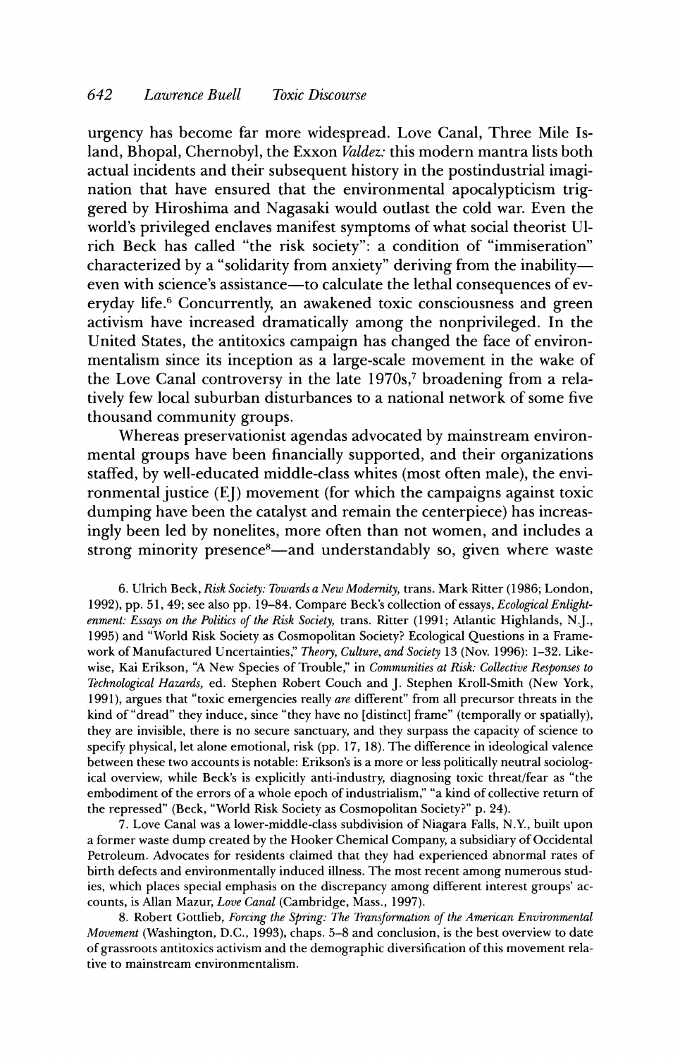urgency has become far more widespread. Love Canal, Three Mile Island, Bhopal, Chernobyl, the Exxon *Valdez:* this modern mantra lists both actual incidents and their subsequent history in the postindustrial imagination that have ensured that the environmental apocalypticism triggered by Hiroshima and Nagasaki would outlast the cold war. Even the world's privileged enclaves manifest symptoms of what social theorist Ulrich Beck has called "the risk society": a condition of "immiseration" characterized by a "solidarity from anxiety" deriving from the inability—even with science's assistance—to calculate the lethal consequences of everyday life.[6] Concurrently, an awakened toxic consciousness and green activism have increased dramatically among the nonprivileged. In the United States, the antitoxics campaign has changed the face of environmentalism since its inception as a large-scale movement in the wake of the Love Canal controversy in the late 1970s,[7] broadening from a relatively few local suburban disturbances to a national network of some five thousand community groups.

Whereas preservationist agendas advocated by mainstream environmental groups have been financially supported, and their organizations staffed, by well-educated middle-class whites (most often male), the environmental justice (EJ) movement (for which the campaigns against toxic dumping have been the catalyst and remain the centerpiece) has increasingly been led by nonelites, more often than not women, and includes a strong minority presence[8]—and understandably so, given where waste

6. Ulrich Beck, *Risk Society: Towards a New Modernity,* trans. Mark Ritter (1986; London, 1992), pp. 51, 49; see also pp. 19–84. Compare Beck's collection of essays, *Ecological Enlightenment: Essays on the Politics of the Risk Society,* trans. Ritter (1991; Atlantic Highlands, N.J., 1995) and "World Risk Society as Cosmopolitan Society? Ecological Questions in a Framework of Manufactured Uncertainties," *Theory, Culture, and Society* 13 (Nov. 1996): 1–32. Likewise, Kai Erikson, "A New Species of Trouble," in *Communities at Risk: Collective Responses to Technological Hazards,* ed. Stephen Robert Couch and J. Stephen Kroll-Smith (New York, 1991), argues that "toxic emergencies really *are* different" from all precursor threats in the kind of "dread" they induce, since "they have no [distinct] frame" (temporally or spatially), they are invisible, there is no secure sanctuary, and they surpass the capacity of science to specify physical, let alone emotional, risk (pp. 17, 18). The difference in ideological valence between these two accounts is notable: Erikson's is a more or less politically neutral sociological overview, while Beck's is explicitly anti-industry, diagnosing toxic threat/fear as "the embodiment of the errors of a whole epoch of industrialism," "a kind of collective return of the repressed" (Beck, "World Risk Society as Cosmopolitan Society?" p. 24).

7. Love Canal was a lower-middle-class subdivision of Niagara Falls, N.Y., built upon a former waste dump created by the Hooker Chemical Company, a subsidiary of Occidental Petroleum. Advocates for residents claimed that they had experienced abnormal rates of birth defects and environmentally induced illness. The most recent among numerous studies, which places special emphasis on the discrepancy among different interest groups' accounts, is Allan Mazur, *Love Canal* (Cambridge, Mass., 1997).

8. Robert Gottlieb, *Forcing the Spring: The Transformation of the American Environmental Movement* (Washington, D.C., 1993), chaps. 5–8 and conclusion, is the best overview to date of grassroots antitoxics activism and the demographic diversification of this movement relative to mainstream environmentalism.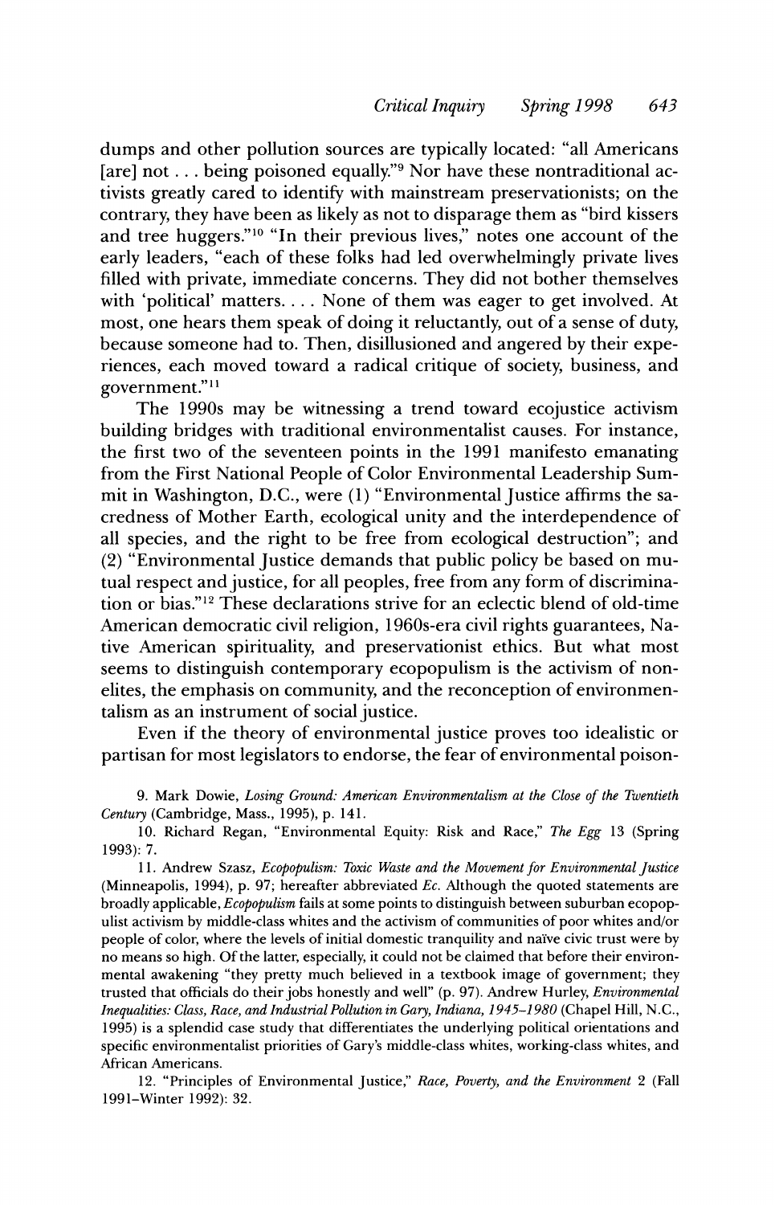dumps and other pollution sources are typically located: "all Americans [are] not . . . being poisoned equally."[9] Nor have these nontraditional activists greatly cared to identify with mainstream preservationists; on the contrary, they have been as likely as not to disparage them as "bird kissers and tree huggers."[10] "In their previous lives," notes one account of the early leaders, "each of these folks had led overwhelmingly private lives filled with private, immediate concerns. They did not bother themselves with 'political' matters. . . . None of them was eager to get involved. At most, one hears them speak of doing it reluctantly, out of a sense of duty, because someone had to. Then, disillusioned and angered by their experiences, each moved toward a radical critique of society, business, and government."[11]

The 1990s may be witnessing a trend toward ecojustice activism building bridges with traditional environmentalist causes. For instance, the first two of the seventeen points in the 1991 manifesto emanating from the First National People of Color Environmental Leadership Summit in Washington, D.C., were (1) "Environmental Justice affirms the sacredness of Mother Earth, ecological unity and the interdependence of all species, and the right to be free from ecological destruction"; and (2) "Environmental Justice demands that public policy be based on mutual respect and justice, for all peoples, free from any form of discrimination or bias."[12] These declarations strive for an eclectic blend of old-time American democratic civil religion, 1960s-era civil rights guarantees, Native American spirituality, and preservationist ethics. But what most seems to distinguish contemporary ecopopulism is the activism of non-elites, the emphasis on community, and the reconception of environmentalism as an instrument of social justice.

Even if the theory of environmental justice proves too idealistic or partisan for most legislators to endorse, the fear of environmental poison-

9. Mark Dowie, *Losing Ground: American Environmentalism at the Close of the Twentieth Century* (Cambridge, Mass., 1995), p. 141.

10. Richard Regan, "Environmental Equity: Risk and Race," *The Egg* 13 (Spring 1993): 7.

11. Andrew Szasz, *Ecopopulism: Toxic Waste and the Movement for Environmental Justice* (Minneapolis, 1994), p. 97; hereafter abbreviated *Ec*. Although the quoted statements are broadly applicable, *Ecopopulism* fails at some points to distinguish between suburban ecopopulist activism by middle-class whites and the activism of communities of poor whites and/or people of color, where the levels of initial domestic tranquility and naïve civic trust were by no means so high. Of the latter, especially, it could not be claimed that before their environmental awakening "they pretty much believed in a textbook image of government; they trusted that officials do their jobs honestly and well" (p. 97). Andrew Hurley, *Environmental Inequalities: Class, Race, and Industrial Pollution in Gary, Indiana, 1945–1980* (Chapel Hill, N.C., 1995) is a splendid case study that differentiates the underlying political orientations and specific environmentalist priorities of Gary's middle-class whites, working-class whites, and African Americans.

12. "Principles of Environmental Justice," *Race, Poverty, and the Environment* 2 (Fall 1991–Winter 1992): 32.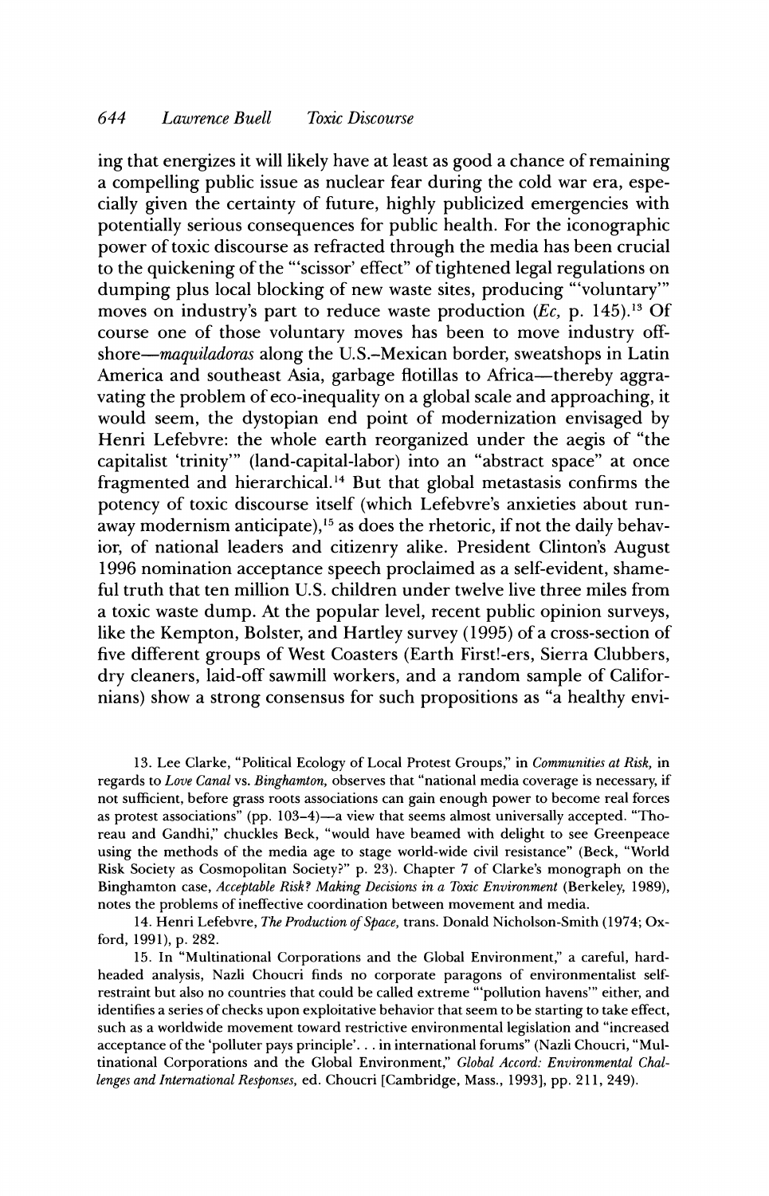ing that energizes it will likely have at least as good a chance of remaining a compelling public issue as nuclear fear during the cold war era, especially given the certainty of future, highly publicized emergencies with potentially serious consequences for public health. For the iconographic power of toxic discourse as refracted through the media has been crucial to the quickening of the "'scissor' effect" of tightened legal regulations on dumping plus local blocking of new waste sites, producing "'voluntary'" moves on industry's part to reduce waste production (*Ec*, p. 145).[13] Of course one of those voluntary moves has been to move industry offshore—*maquiladoras* along the U.S.–Mexican border, sweatshops in Latin America and southeast Asia, garbage flotillas to Africa—thereby aggravating the problem of eco-inequality on a global scale and approaching, it would seem, the dystopian end point of modernization envisaged by Henri Lefebvre: the whole earth reorganized under the aegis of "the capitalist 'trinity'" (land-capital-labor) into an "abstract space" at once fragmented and hierarchical.[14] But that global metastasis confirms the potency of toxic discourse itself (which Lefebvre's anxieties about runaway modernism anticipate),[15] as does the rhetoric, if not the daily behavior, of national leaders and citizenry alike. President Clinton's August 1996 nomination acceptance speech proclaimed as a self-evident, shameful truth that ten million U.S. children under twelve live three miles from a toxic waste dump. At the popular level, recent public opinion surveys, like the Kempton, Bolster, and Hartley survey (1995) of a cross-section of five different groups of West Coasters (Earth First!-ers, Sierra Clubbers, dry cleaners, laid-off sawmill workers, and a random sample of Californians) show a strong consensus for such propositions as "a healthy envi-

13. Lee Clarke, "Political Ecology of Local Protest Groups," in *Communities at Risk*, in regards to *Love Canal* vs. *Binghamton*, observes that "national media coverage is necessary, if not sufficient, before grass roots associations can gain enough power to become real forces as protest associations" (pp. 103–4)—a view that seems almost universally accepted. "Thoreau and Gandhi," chuckles Beck, "would have beamed with delight to see Greenpeace using the methods of the media age to stage world-wide civil resistance" (Beck, "World Risk Society as Cosmopolitan Society?" p. 23). Chapter 7 of Clarke's monograph on the Binghamton case, *Acceptable Risk? Making Decisions in a Toxic Environment* (Berkeley, 1989), notes the problems of ineffective coordination between movement and media.

14. Henri Lefebvre, *The Production of Space*, trans. Donald Nicholson-Smith (1974; Oxford, 1991), p. 282.

15. In "Multinational Corporations and the Global Environment," a careful, hard-headed analysis, Nazli Choucri finds no corporate paragons of environmentalist self-restraint but also no countries that could be called extreme "'pollution havens'" either, and identifies a series of checks upon exploitative behavior that seem to be starting to take effect, such as a worldwide movement toward restrictive environmental legislation and "increased acceptance of the 'polluter pays principle'. . . in international forums" (Nazli Choucri, "Multinational Corporations and the Global Environment," *Global Accord: Environmental Challenges and International Responses*, ed. Choucri [Cambridge, Mass., 1993], pp. 211, 249).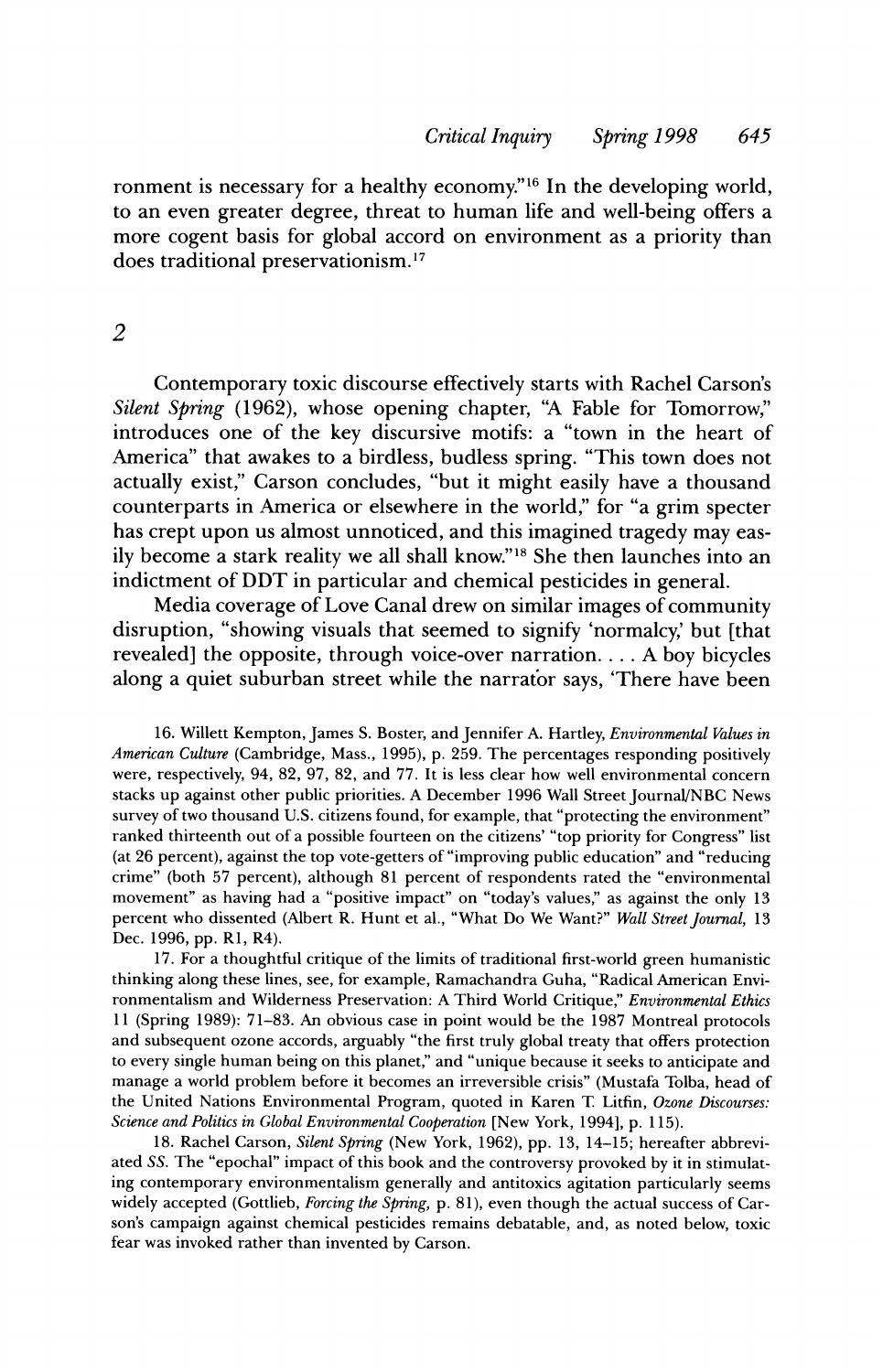ronment is necessary for a healthy economy."[16] In the developing world, to an even greater degree, threat to human life and well-being offers a more cogent basis for global accord on environment as a priority than does traditional preservationism.[17]

## 2

Contemporary toxic discourse effectively starts with Rachel Carson's *Silent Spring* (1962), whose opening chapter, "A Fable for Tomorrow," introduces one of the key discursive motifs: a "town in the heart of America" that awakes to a birdless, budless spring. "This town does not actually exist," Carson concludes, "but it might easily have a thousand counterparts in America or elsewhere in the world," for "a grim specter has crept upon us almost unnoticed, and this imagined tragedy may easily become a stark reality we all shall know."[18] She then launches into an indictment of DDT in particular and chemical pesticides in general.

Media coverage of Love Canal drew on similar images of community disruption, "showing visuals that seemed to signify 'normalcy,' but [that revealed] the opposite, through voice-over narration. . . . A boy bicycles along a quiet suburban street while the narrator says, 'There have been

16. Willett Kempton, James S. Boster, and Jennifer A. Hartley, *Environmental Values in American Culture* (Cambridge, Mass., 1995), p. 259. The percentages responding positively were, respectively, 94, 82, 97, 82, and 77. It is less clear how well environmental concern stacks up against other public priorities. A December 1996 Wall Street Journal/NBC News survey of two thousand U.S. citizens found, for example, that "protecting the environment" ranked thirteenth out of a possible fourteen on the citizens' "top priority for Congress" list (at 26 percent), against the top vote-getters of "improving public education" and "reducing crime" (both 57 percent), although 81 percent of respondents rated the "environmental movement" as having had a "positive impact" on "today's values," as against the only 13 percent who dissented (Albert R. Hunt et al., "What Do We Want?" *Wall Street Journal*, 13 Dec. 1996, pp. R1, R4).

17. For a thoughtful critique of the limits of traditional first-world green humanistic thinking along these lines, see, for example, Ramachandra Guha, "Radical American Environmentalism and Wilderness Preservation: A Third World Critique," *Environmental Ethics* 11 (Spring 1989): 71–83. An obvious case in point would be the 1987 Montreal protocols and subsequent ozone accords, arguably "the first truly global treaty that offers protection to every single human being on this planet," and "unique because it seeks to anticipate and manage a world problem before it becomes an irreversible crisis" (Mustafa Tolba, head of the United Nations Environmental Program, quoted in Karen T. Litfin, *Ozone Discourses: Science and Politics in Global Environmental Cooperation* [New York, 1994], p. 115).

18. Rachel Carson, *Silent Spring* (New York, 1962), pp. 13, 14–15; hereafter abbreviated *SS*. The "epochal" impact of this book and the controversy provoked by it in stimulating contemporary environmentalism generally and antitoxics agitation particularly seems widely accepted (Gottlieb, *Forcing the Spring*, p. 81), even though the actual success of Carson's campaign against chemical pesticides remains debatable, and, as noted below, toxic fear was invoked rather than invented by Carson.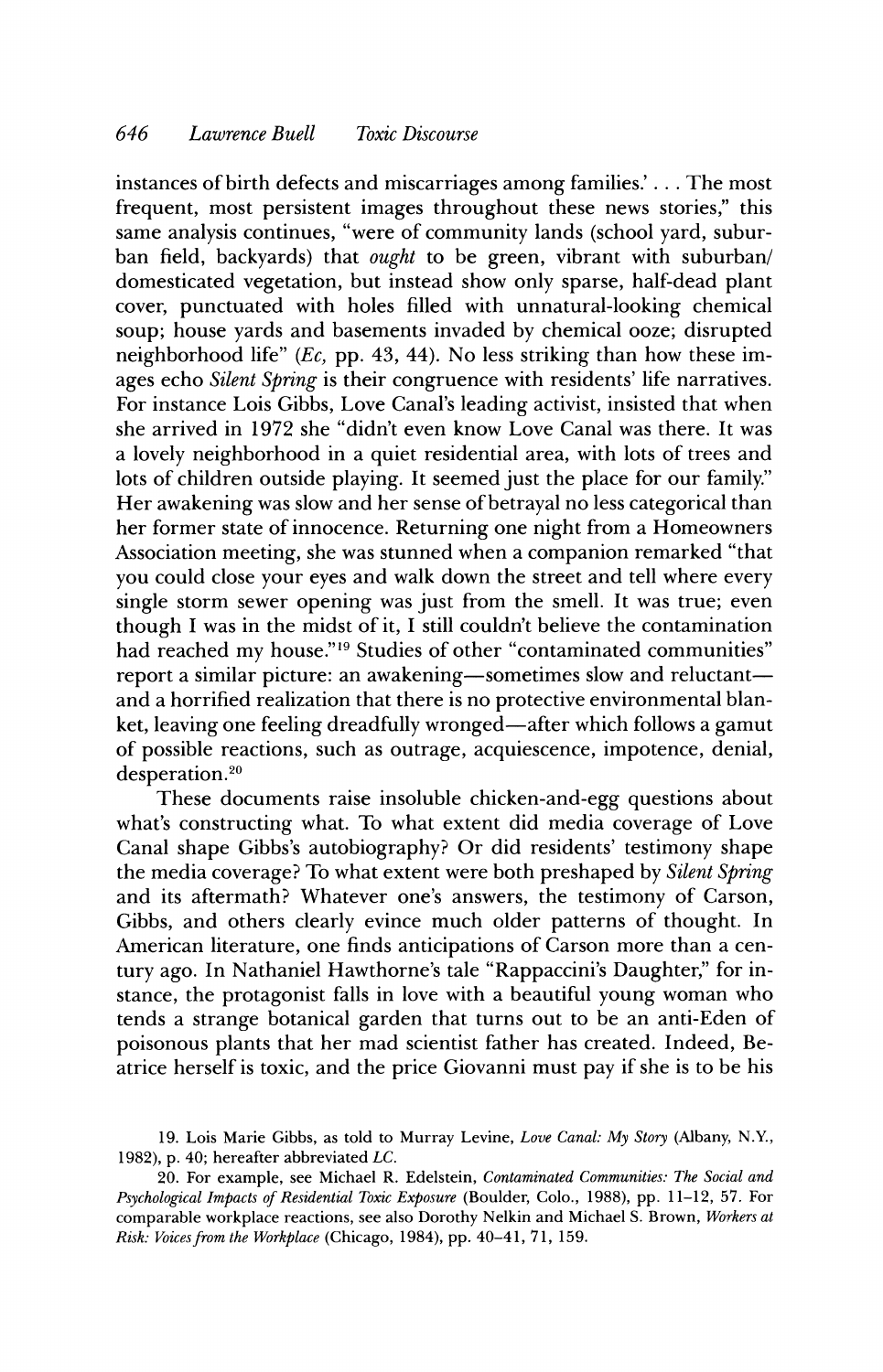instances of birth defects and miscarriages among families.' . . . The most frequent, most persistent images throughout these news stories," this same analysis continues, "were of community lands (school yard, suburban field, backyards) that *ought* to be green, vibrant with suburban/domesticated vegetation, but instead show only sparse, half-dead plant cover, punctuated with holes filled with unnatural-looking chemical soup; house yards and basements invaded by chemical ooze; disrupted neighborhood life" (*Ec*, pp. 43, 44). No less striking than how these images echo *Silent Spring* is their congruence with residents' life narratives. For instance Lois Gibbs, Love Canal's leading activist, insisted that when she arrived in 1972 she "didn't even know Love Canal was there. It was a lovely neighborhood in a quiet residential area, with lots of trees and lots of children outside playing. It seemed just the place for our family." Her awakening was slow and her sense of betrayal no less categorical than her former state of innocence. Returning one night from a Homeowners Association meeting, she was stunned when a companion remarked "that you could close your eyes and walk down the street and tell where every single storm sewer opening was just from the smell. It was true; even though I was in the midst of it, I still couldn't believe the contamination had reached my house."[19] Studies of other "contaminated communities" report a similar picture: an awakening—sometimes slow and reluctant—and a horrified realization that there is no protective environmental blanket, leaving one feeling dreadfully wronged—after which follows a gamut of possible reactions, such as outrage, acquiescence, impotence, denial, desperation.[20]

These documents raise insoluble chicken-and-egg questions about what's constructing what. To what extent did media coverage of Love Canal shape Gibbs's autobiography? Or did residents' testimony shape the media coverage? To what extent were both preshaped by *Silent Spring* and its aftermath? Whatever one's answers, the testimony of Carson, Gibbs, and others clearly evince much older patterns of thought. In American literature, one finds anticipations of Carson more than a century ago. In Nathaniel Hawthorne's tale "Rappaccini's Daughter," for instance, the protagonist falls in love with a beautiful young woman who tends a strange botanical garden that turns out to be an anti-Eden of poisonous plants that her mad scientist father has created. Indeed, Beatrice herself is toxic, and the price Giovanni must pay if she is to be his

19. Lois Marie Gibbs, as told to Murray Levine, *Love Canal: My Story* (Albany, N.Y., 1982), p. 40; hereafter abbreviated *LC*.

20. For example, see Michael R. Edelstein, *Contaminated Communities: The Social and Psychological Impacts of Residential Toxic Exposure* (Boulder, Colo., 1988), pp. 11–12, 57. For comparable workplace reactions, see also Dorothy Nelkin and Michael S. Brown, *Workers at Risk: Voices from the Workplace* (Chicago, 1984), pp. 40–41, 71, 159.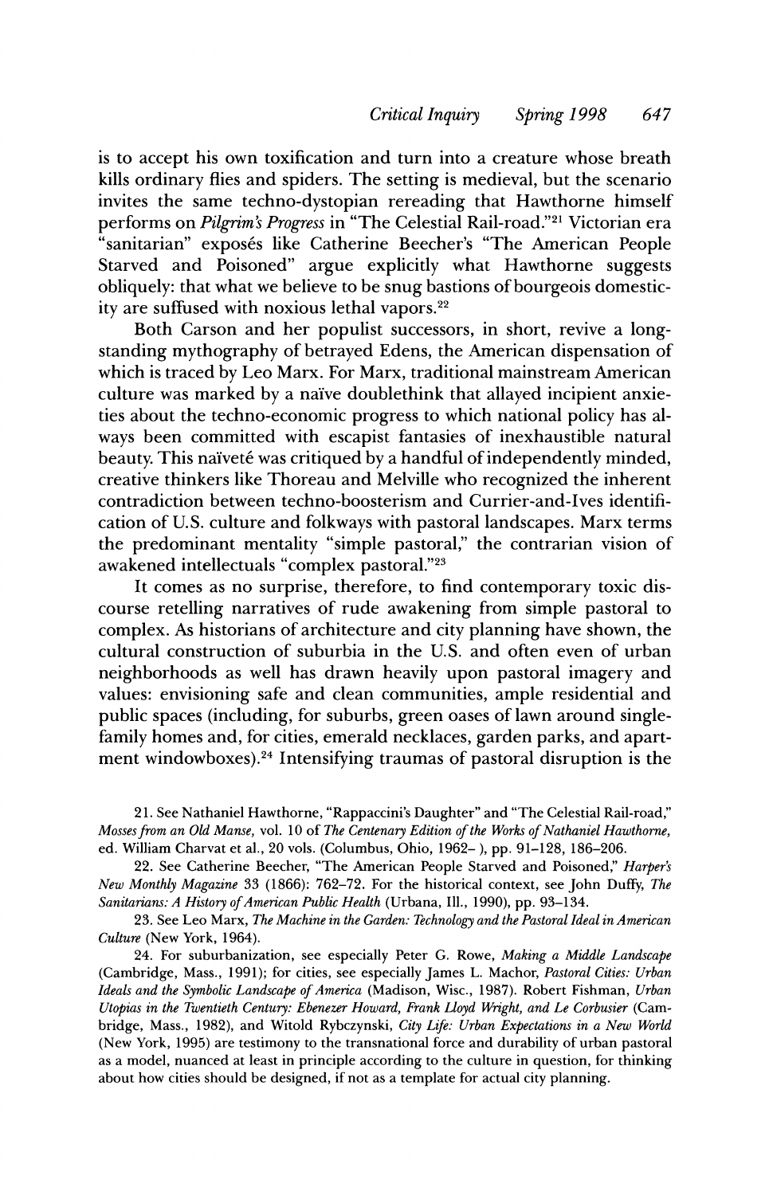is to accept his own toxification and turn into a creature whose breath kills ordinary flies and spiders. The setting is medieval, but the scenario invites the same techno-dystopian rereading that Hawthorne himself performs on *Pilgrim's Progress* in "The Celestial Rail-road."[21] Victorian era "sanitarian" exposés like Catherine Beecher's "The American People Starved and Poisoned" argue explicitly what Hawthorne suggests obliquely: that what we believe to be snug bastions of bourgeois domesticity are suffused with noxious lethal vapors.[22]

Both Carson and her populist successors, in short, revive a longstanding mythography of betrayed Edens, the American dispensation of which is traced by Leo Marx. For Marx, traditional mainstream American culture was marked by a naïve doublethink that allayed incipient anxieties about the techno-economic progress to which national policy has always been committed with escapist fantasies of inexhaustible natural beauty. This naïveté was critiqued by a handful of independently minded, creative thinkers like Thoreau and Melville who recognized the inherent contradiction between techno-boosterism and Currier-and-Ives identification of U.S. culture and folkways with pastoral landscapes. Marx terms the predominant mentality "simple pastoral," the contrarian vision of awakened intellectuals "complex pastoral."[23]

It comes as no surprise, therefore, to find contemporary toxic discourse retelling narratives of rude awakening from simple pastoral to complex. As historians of architecture and city planning have shown, the cultural construction of suburbia in the U.S. and often even of urban neighborhoods as well has drawn heavily upon pastoral imagery and values: envisioning safe and clean communities, ample residential and public spaces (including, for suburbs, green oases of lawn around single-family homes and, for cities, emerald necklaces, garden parks, and apartment windowboxes).[24] Intensifying traumas of pastoral disruption is the

21. See Nathaniel Hawthorne, "Rappaccini's Daughter" and "The Celestial Rail-road," *Mosses from an Old Manse*, vol. 10 of *The Centenary Edition of the Works of Nathaniel Hawthorne*, ed. William Charvat et al., 20 vols. (Columbus, Ohio, 1962– ), pp. 91–128, 186–206.

22. See Catherine Beecher, "The American People Starved and Poisoned," *Harper's New Monthly Magazine* 33 (1866): 762–72. For the historical context, see John Duffy, *The Sanitarians: A History of American Public Health* (Urbana, Ill., 1990), pp. 93–134.

23. See Leo Marx, *The Machine in the Garden: Technology and the Pastoral Ideal in American Culture* (New York, 1964).

24. For suburbanization, see especially Peter G. Rowe, *Making a Middle Landscape* (Cambridge, Mass., 1991); for cities, see especially James L. Machor, *Pastoral Cities: Urban Ideals and the Symbolic Landscape of America* (Madison, Wisc., 1987). Robert Fishman, *Urban Utopias in the Twentieth Century: Ebenezer Howard, Frank Lloyd Wright, and Le Corbusier* (Cambridge, Mass., 1982), and Witold Rybczynski, *City Life: Urban Expectations in a New World* (New York, 1995) are testimony to the transnational force and durability of urban pastoral as a model, nuanced at least in principle according to the culture in question, for thinking about how cities should be designed, if not as a template for actual city planning.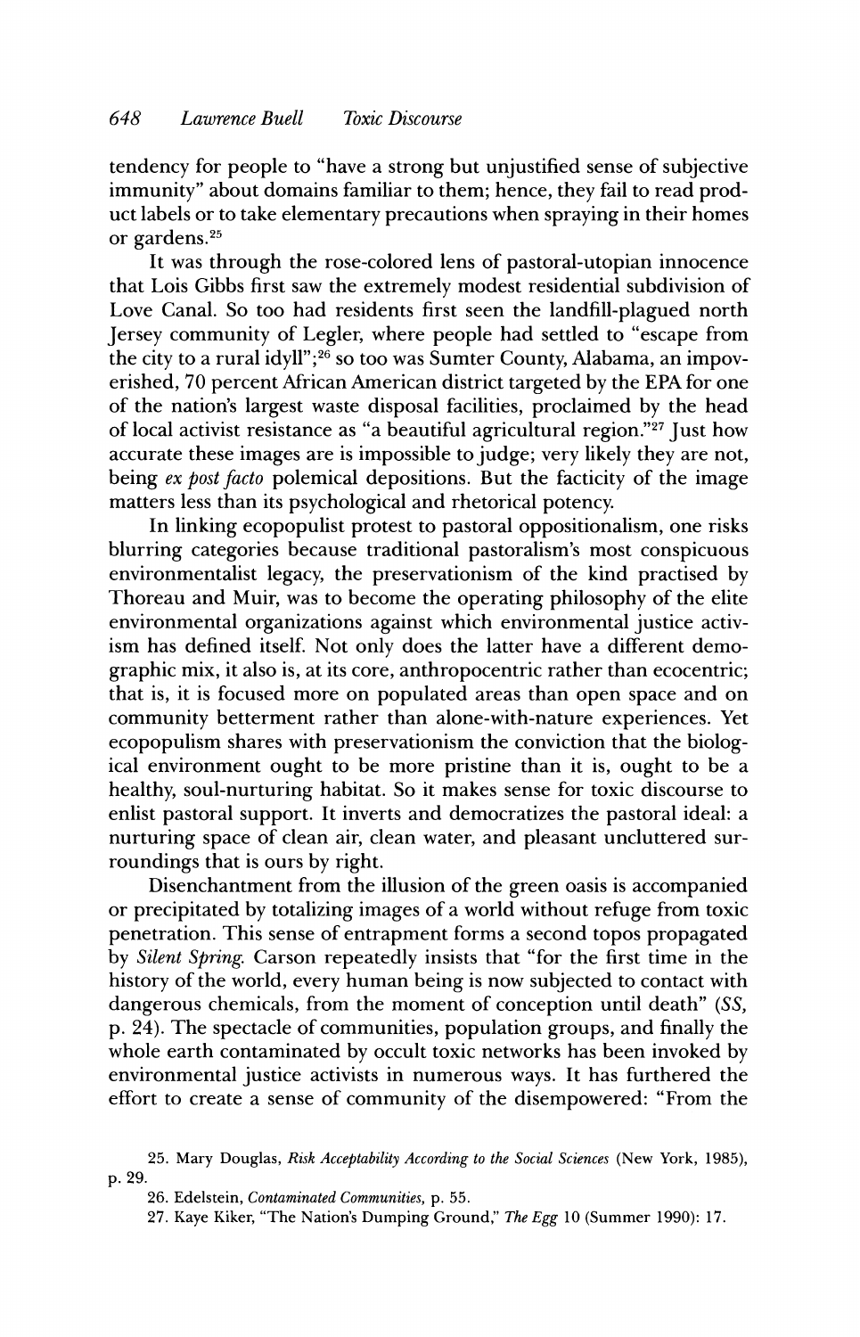tendency for people to "have a strong but unjustified sense of subjective immunity" about domains familiar to them; hence, they fail to read product labels or to take elementary precautions when spraying in their homes or gardens.[25]

It was through the rose-colored lens of pastoral-utopian innocence that Lois Gibbs first saw the extremely modest residential subdivision of Love Canal. So too had residents first seen the landfill-plagued north Jersey community of Legler, where people had settled to "escape from the city to a rural idyll";[26] so too was Sumter County, Alabama, an impoverished, 70 percent African American district targeted by the EPA for one of the nation's largest waste disposal facilities, proclaimed by the head of local activist resistance as "a beautiful agricultural region."[27] Just how accurate these images are is impossible to judge; very likely they are not, being *ex post facto* polemical depositions. But the facticity of the image matters less than its psychological and rhetorical potency.

In linking ecopopulist protest to pastoral oppositionalism, one risks blurring categories because traditional pastoralism's most conspicuous environmentalist legacy, the preservationism of the kind practised by Thoreau and Muir, was to become the operating philosophy of the elite environmental organizations against which environmental justice activism has defined itself. Not only does the latter have a different demographic mix, it also is, at its core, anthropocentric rather than ecocentric; that is, it is focused more on populated areas than open space and on community betterment rather than alone-with-nature experiences. Yet ecopopulism shares with preservationism the conviction that the biological environment ought to be more pristine than it is, ought to be a healthy, soul-nurturing habitat. So it makes sense for toxic discourse to enlist pastoral support. It inverts and democratizes the pastoral ideal: a nurturing space of clean air, clean water, and pleasant uncluttered surroundings that is ours by right.

Disenchantment from the illusion of the green oasis is accompanied or precipitated by totalizing images of a world without refuge from toxic penetration. This sense of entrapment forms a second topos propagated by *Silent Spring*. Carson repeatedly insists that "for the first time in the history of the world, every human being is now subjected to contact with dangerous chemicals, from the moment of conception until death" (*SS*, p. 24). The spectacle of communities, population groups, and finally the whole earth contaminated by occult toxic networks has been invoked by environmental justice activists in numerous ways. It has furthered the effort to create a sense of community of the disempowered: "From the

25. Mary Douglas, *Risk Acceptability According to the Social Sciences* (New York, 1985), p. 29.

26. Edelstein, *Contaminated Communities*, p. 55.

27. Kaye Kiker, "The Nation's Dumping Ground," *The Egg* 10 (Summer 1990): 17.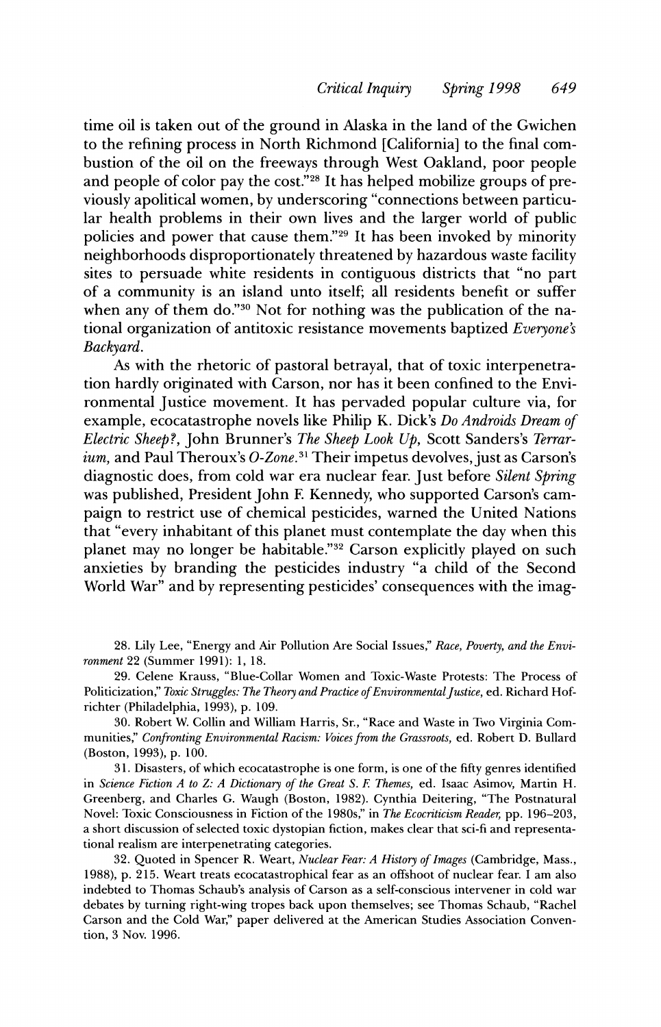time oil is taken out of the ground in Alaska in the land of the Gwichen to the refining process in North Richmond [California] to the final combustion of the oil on the freeways through West Oakland, poor people and people of color pay the cost."[28] It has helped mobilize groups of previously apolitical women, by underscoring "connections between particular health problems in their own lives and the larger world of public policies and power that cause them."[29] It has been invoked by minority neighborhoods disproportionately threatened by hazardous waste facility sites to persuade white residents in contiguous districts that "no part of a community is an island unto itself; all residents benefit or suffer when any of them do."[30] Not for nothing was the publication of the national organization of antitoxic resistance movements baptized *Everyone's Backyard*.

As with the rhetoric of pastoral betrayal, that of toxic interpenetration hardly originated with Carson, nor has it been confined to the Environmental Justice movement. It has pervaded popular culture via, for example, ecocatastrophe novels like Philip K. Dick's *Do Androids Dream of Electric Sheep?*, John Brunner's *The Sheep Look Up*, Scott Sanders's *Terrarium*, and Paul Theroux's *O-Zone*.[31] Their impetus devolves, just as Carson's diagnostic does, from cold war era nuclear fear. Just before *Silent Spring* was published, President John F. Kennedy, who supported Carson's campaign to restrict use of chemical pesticides, warned the United Nations that "every inhabitant of this planet must contemplate the day when this planet may no longer be habitable."[32] Carson explicitly played on such anxieties by branding the pesticides industry "a child of the Second World War" and by representing pesticides' consequences with the imag-

28. Lily Lee, "Energy and Air Pollution Are Social Issues," *Race, Poverty, and the Environment* 22 (Summer 1991): 1, 18.

29. Celene Krauss, "Blue-Collar Women and Toxic-Waste Protests: The Process of Politicization," *Toxic Struggles: The Theory and Practice of Environmental Justice*, ed. Richard Hofrichter (Philadelphia, 1993), p. 109.

30. Robert W. Collin and William Harris, Sr., "Race and Waste in Two Virginia Communities," *Confronting Environmental Racism: Voices from the Grassroots*, ed. Robert D. Bullard (Boston, 1993), p. 100.

31. Disasters, of which ecocatastrophe is one form, is one of the fifty genres identified in *Science Fiction A to Z: A Dictionary of the Great S. F. Themes*, ed. Isaac Asimov, Martin H. Greenberg, and Charles G. Waugh (Boston, 1982). Cynthia Deitering, "The Postnatural Novel: Toxic Consciousness in Fiction of the 1980s," in *The Ecocriticism Reader*, pp. 196–203, a short discussion of selected toxic dystopian fiction, makes clear that sci-fi and representational realism are interpenetrating categories.

32. Quoted in Spencer R. Weart, *Nuclear Fear: A History of Images* (Cambridge, Mass., 1988), p. 215. Weart treats ecocatastrophical fear as an offshoot of nuclear fear. I am also indebted to Thomas Schaub's analysis of Carson as a self-conscious intervener in cold war debates by turning right-wing tropes back upon themselves; see Thomas Schaub, "Rachel Carson and the Cold War," paper delivered at the American Studies Association Convention, 3 Nov. 1996.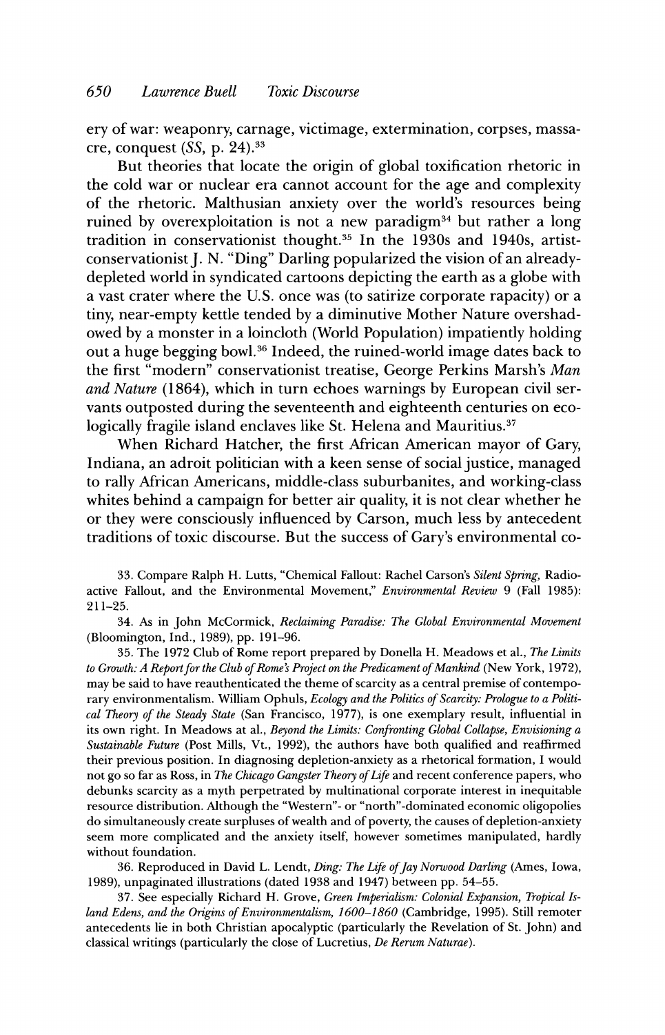ery of war: weaponry, carnage, victimage, extermination, corpses, massacre, conquest (*SS*, p. 24).[33]

But theories that locate the origin of global toxification rhetoric in the cold war or nuclear era cannot account for the age and complexity of the rhetoric. Malthusian anxiety over the world's resources being ruined by overexploitation is not a new paradigm[34] but rather a long tradition in conservationist thought.[35] In the 1930s and 1940s, artist-conservationist J. N. "Ding" Darling popularized the vision of an already-depleted world in syndicated cartoons depicting the earth as a globe with a vast crater where the U.S. once was (to satirize corporate rapacity) or a tiny, near-empty kettle tended by a diminutive Mother Nature overshadowed by a monster in a loincloth (World Population) impatiently holding out a huge begging bowl.[36] Indeed, the ruined-world image dates back to the first "modern" conservationist treatise, George Perkins Marsh's *Man and Nature* (1864), which in turn echoes warnings by European civil servants outposted during the seventeenth and eighteenth centuries on ecologically fragile island enclaves like St. Helena and Mauritius.[37]

When Richard Hatcher, the first African American mayor of Gary, Indiana, an adroit politician with a keen sense of social justice, managed to rally African Americans, middle-class suburbanites, and working-class whites behind a campaign for better air quality, it is not clear whether he or they were consciously influenced by Carson, much less by antecedent traditions of toxic discourse. But the success of Gary's environmental co-

33. Compare Ralph H. Lutts, "Chemical Fallout: Rachel Carson's *Silent Spring*, Radioactive Fallout, and the Environmental Movement," *Environmental Review* 9 (Fall 1985): 211–25.

34. As in John McCormick, *Reclaiming Paradise: The Global Environmental Movement* (Bloomington, Ind., 1989), pp. 191–96.

35. The 1972 Club of Rome report prepared by Donella H. Meadows et al., *The Limits to Growth: A Report for the Club of Rome's Project on the Predicament of Mankind* (New York, 1972), may be said to have reauthenticated the theme of scarcity as a central premise of contemporary environmentalism. William Ophuls, *Ecology and the Politics of Scarcity: Prologue to a Political Theory of the Steady State* (San Francisco, 1977), is one exemplary result, influential in its own right. In Meadows at al., *Beyond the Limits: Confronting Global Collapse, Envisioning a Sustainable Future* (Post Mills, Vt., 1992), the authors have both qualified and reaffirmed their previous position. In diagnosing depletion-anxiety as a rhetorical formation, I would not go so far as Ross, in *The Chicago Gangster Theory of Life* and recent conference papers, who debunks scarcity as a myth perpetrated by multinational corporate interest in inequitable resource distribution. Although the "Western"- or "north"-dominated economic oligopolies do simultaneously create surpluses of wealth and of poverty, the causes of depletion-anxiety seem more complicated and the anxiety itself, however sometimes manipulated, hardly without foundation.

36. Reproduced in David L. Lendt, *Ding: The Life of Jay Norwood Darling* (Ames, Iowa, 1989), unpaginated illustrations (dated 1938 and 1947) between pp. 54–55.

37. See especially Richard H. Grove, *Green Imperialism: Colonial Expansion, Tropical Island Edens, and the Origins of Environmentalism, 1600–1860* (Cambridge, 1995). Still remoter antecedents lie in both Christian apocalyptic (particularly the Revelation of St. John) and classical writings (particularly the close of Lucretius, *De Rerum Naturae*).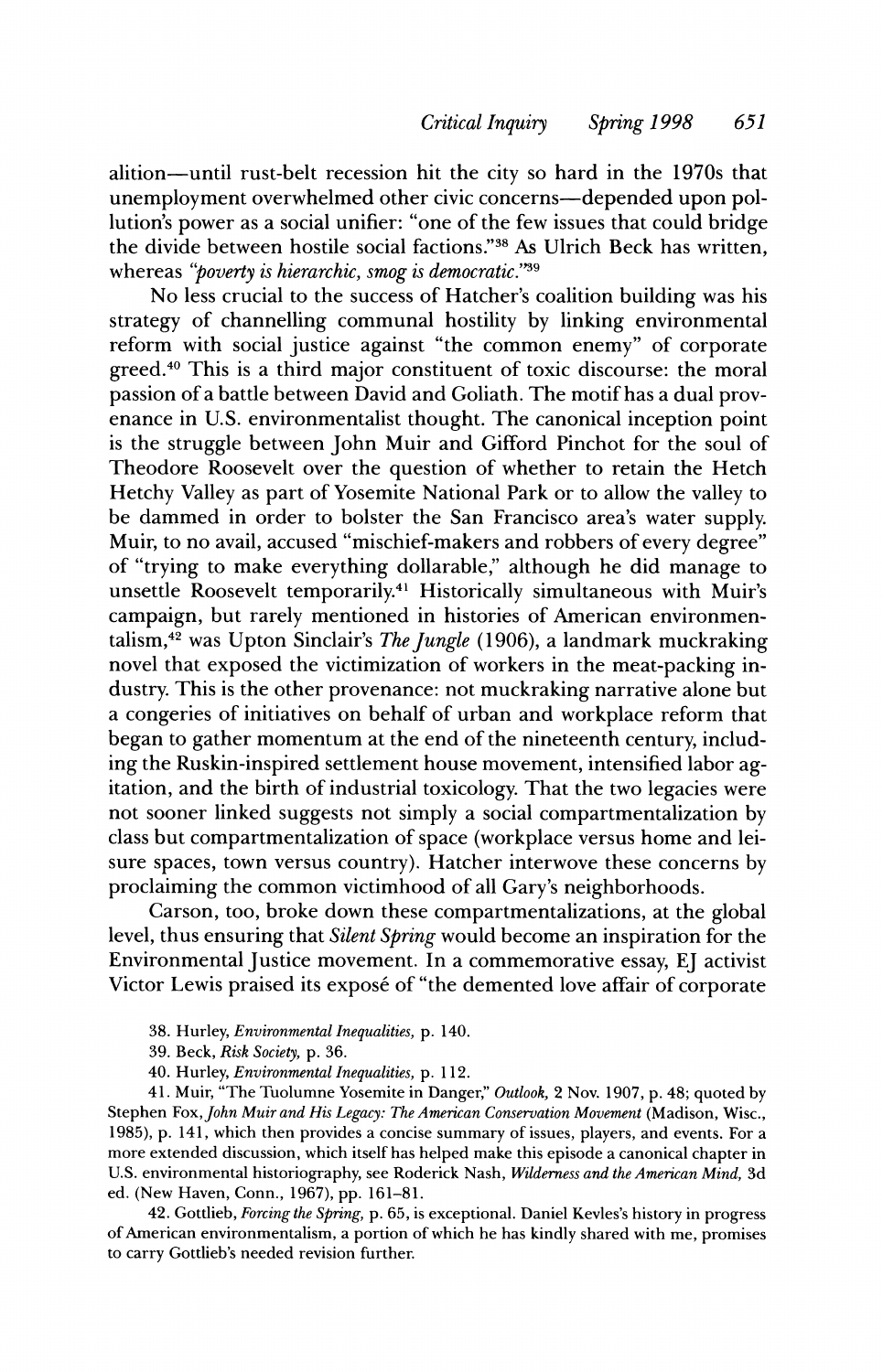alition—until rust-belt recession hit the city so hard in the 1970s that unemployment overwhelmed other civic concerns—depended upon pollution's power as a social unifier: "one of the few issues that could bridge the divide between hostile social factions."[38] As Ulrich Beck has written, whereas *"poverty is hierarchic, smog is democratic."*[39]

No less crucial to the success of Hatcher's coalition building was his strategy of channelling communal hostility by linking environmental reform with social justice against "the common enemy" of corporate greed.[40] This is a third major constituent of toxic discourse: the moral passion of a battle between David and Goliath. The motif has a dual provenance in U.S. environmentalist thought. The canonical inception point is the struggle between John Muir and Gifford Pinchot for the soul of Theodore Roosevelt over the question of whether to retain the Hetch Hetchy Valley as part of Yosemite National Park or to allow the valley to be dammed in order to bolster the San Francisco area's water supply. Muir, to no avail, accused "mischief-makers and robbers of every degree" of "trying to make everything dollarable," although he did manage to unsettle Roosevelt temporarily.[41] Historically simultaneous with Muir's campaign, but rarely mentioned in histories of American environmentalism,[42] was Upton Sinclair's *The Jungle* (1906), a landmark muckraking novel that exposed the victimization of workers in the meat-packing industry. This is the other provenance: not muckraking narrative alone but a congeries of initiatives on behalf of urban and workplace reform that began to gather momentum at the end of the nineteenth century, including the Ruskin-inspired settlement house movement, intensified labor agitation, and the birth of industrial toxicology. That the two legacies were not sooner linked suggests not simply a social compartmentalization by class but compartmentalization of space (workplace versus home and leisure spaces, town versus country). Hatcher interwove these concerns by proclaiming the common victimhood of all Gary's neighborhoods.

Carson, too, broke down these compartmentalizations, at the global level, thus ensuring that *Silent Spring* would become an inspiration for the Environmental Justice movement. In a commemorative essay, EJ activist Victor Lewis praised its exposé of "the demented love affair of corporate

38. Hurley, *Environmental Inequalities,* p. 140.

39. Beck, *Risk Society,* p. 36.

40. Hurley, *Environmental Inequalities,* p. 112.

41. Muir, "The Tuolumne Yosemite in Danger," *Outlook,* 2 Nov. 1907, p. 48; quoted by Stephen Fox, *John Muir and His Legacy: The American Conservation Movement* (Madison, Wisc., 1985), p. 141, which then provides a concise summary of issues, players, and events. For a more extended discussion, which itself has helped make this episode a canonical chapter in U.S. environmental historiography, see Roderick Nash, *Wilderness and the American Mind,* 3d ed. (New Haven, Conn., 1967), pp. 161–81.

42. Gottlieb, *Forcing the Spring,* p. 65, is exceptional. Daniel Kevles's history in progress of American environmentalism, a portion of which he has kindly shared with me, promises to carry Gottlieb's needed revision further.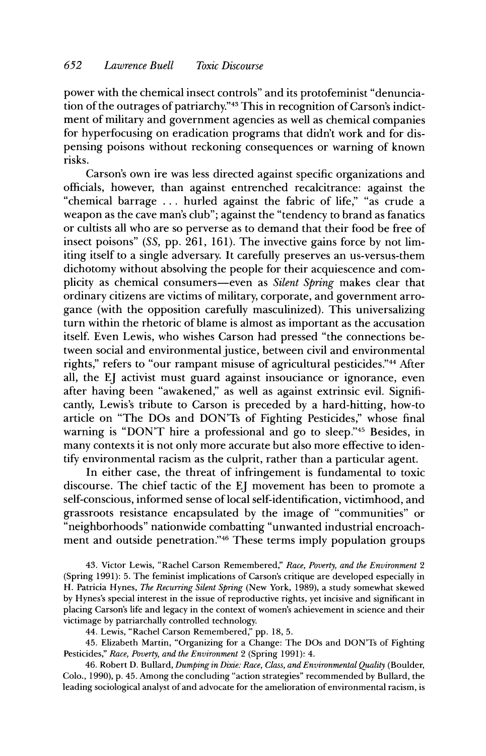power with the chemical insect controls" and its protofeminist "denunciation of the outrages of patriarchy."[43] This in recognition of Carson's indictment of military and government agencies as well as chemical companies for hyperfocusing on eradication programs that didn't work and for dispensing poisons without reckoning consequences or warning of known risks.

Carson's own ire was less directed against specific organizations and officials, however, than against entrenched recalcitrance: against the "chemical barrage . . . hurled against the fabric of life," "as crude a weapon as the cave man's club"; against the "tendency to brand as fanatics or cultists all who are so perverse as to demand that their food be free of insect poisons" (*SS*, pp. 261, 161). The invective gains force by not limiting itself to a single adversary. It carefully preserves an us-versus-them dichotomy without absolving the people for their acquiescence and complicity as chemical consumers—even as *Silent Spring* makes clear that ordinary citizens are victims of military, corporate, and government arrogance (with the opposition carefully masculinized). This universalizing turn within the rhetoric of blame is almost as important as the accusation itself. Even Lewis, who wishes Carson had pressed "the connections between social and environmental justice, between civil and environmental rights," refers to "our rampant misuse of agricultural pesticides."[44] After all, the EJ activist must guard against insouciance or ignorance, even after having been "awakened," as well as against extrinsic evil. Significantly, Lewis's tribute to Carson is preceded by a hard-hitting, how-to article on "The DOs and DON'Ts of Fighting Pesticides," whose final warning is "DON'T hire a professional and go to sleep."[45] Besides, in many contexts it is not only more accurate but also more effective to identify environmental racism as the culprit, rather than a particular agent.

In either case, the threat of infringement is fundamental to toxic discourse. The chief tactic of the EJ movement has been to promote a self-conscious, informed sense of local self-identification, victimhood, and grassroots resistance encapsulated by the image of "communities" or "neighborhoods" nationwide combatting "unwanted industrial encroachment and outside penetration."[46] These terms imply population groups

43. Victor Lewis, "Rachel Carson Remembered," *Race, Poverty, and the Environment* 2 (Spring 1991): 5. The feminist implications of Carson's critique are developed especially in H. Patricia Hynes, *The Recurring Silent Spring* (New York, 1989), a study somewhat skewed by Hynes's special interest in the issue of reproductive rights, yet incisive and significant in placing Carson's life and legacy in the context of women's achievement in science and their victimage by patriarchally controlled technology.

44. Lewis, "Rachel Carson Remembered," pp. 18, 5.

45. Elizabeth Martin, "Organizing for a Change: The DOs and DON'Ts of Fighting Pesticides," *Race, Poverty, and the Environment* 2 (Spring 1991): 4.

46. Robert D. Bullard, *Dumping in Dixie: Race, Class, and Environmental Quality* (Boulder, Colo., 1990), p. 45. Among the concluding "action strategies" recommended by Bullard, the leading sociological analyst of and advocate for the amelioration of environmental racism, is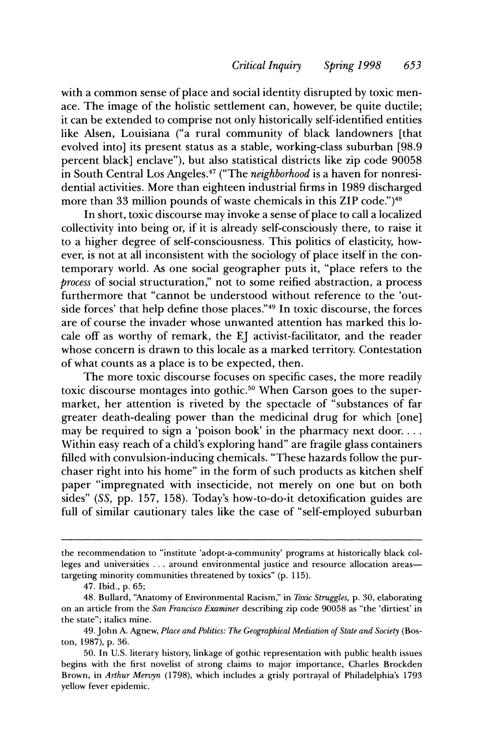with a common sense of place and social identity disrupted by toxic menace. The image of the holistic settlement can, however, be quite ductile; it can be extended to comprise not only historically self-identified entities like Alsen, Louisiana ("a rural community of black landowners [that evolved into] its present status as a stable, working-class suburban [98.9 percent black] enclave"), but also statistical districts like zip code 90058 in South Central Los Angeles.[47] ("The *neighborhood* is a haven for nonresidential activities. More than eighteen industrial firms in 1989 discharged more than 33 million pounds of waste chemicals in this ZIP code.")[48]

In short, toxic discourse may invoke a sense of place to call a localized collectivity into being or, if it is already self-consciously there, to raise it to a higher degree of self-consciousness. This politics of elasticity, however, is not at all inconsistent with the sociology of place itself in the contemporary world. As one social geographer puts it, "place refers to the *process* of social structuration," not to some reified abstraction, a process furthermore that "cannot be understood without reference to the 'outside forces' that help define those places."[49] In toxic discourse, the forces are of course the invader whose unwanted attention has marked this locale off as worthy of remark, the EJ activist-facilitator, and the reader whose concern is drawn to this locale as a marked territory. Contestation of what counts as a place is to be expected, then.

The more toxic discourse focuses on specific cases, the more readily toxic discourse montages into gothic.[50] When Carson goes to the supermarket, her attention is riveted by the spectacle of "substances of far greater death-dealing power than the medicinal drug for which [one] may be required to sign a 'poison book' in the pharmacy next door. . . . Within easy reach of a child's exploring hand" are fragile glass containers filled with convulsion-inducing chemicals. "These hazards follow the purchaser right into his home" in the form of such products as kitchen shelf paper "impregnated with insecticide, not merely on one but on both sides" (*SS*, pp. 157, 158). Today's how-to-do-it detoxification guides are full of similar cautionary tales like the case of "self-employed suburban

---

the recommendation to "institute 'adopt-a-community' programs at historically black colleges and universities . . . around environmental justice and resource allocation areas—targeting minority communities threatened by toxics" (p. 115).

47. Ibid., p. 65;

48. Bullard, "Anatomy of Environmental Racism," in *Toxic Struggles*, p. 30, elaborating on an article from the *San Francisco Examiner* describing zip code 90058 as "the 'dirtiest' in the state"; italics mine.

49. John A. Agnew, *Place and Politics: The Geographical Mediation of State and Society* (Boston, 1987), p. 36.

50. In U.S. literary history, linkage of gothic representation with public health issues begins with the first novelist of strong claims to major importance, Charles Brockden Brown, in *Arthur Mervyn* (1798), which includes a grisly portrayal of Philadelphia's 1793 yellow fever epidemic.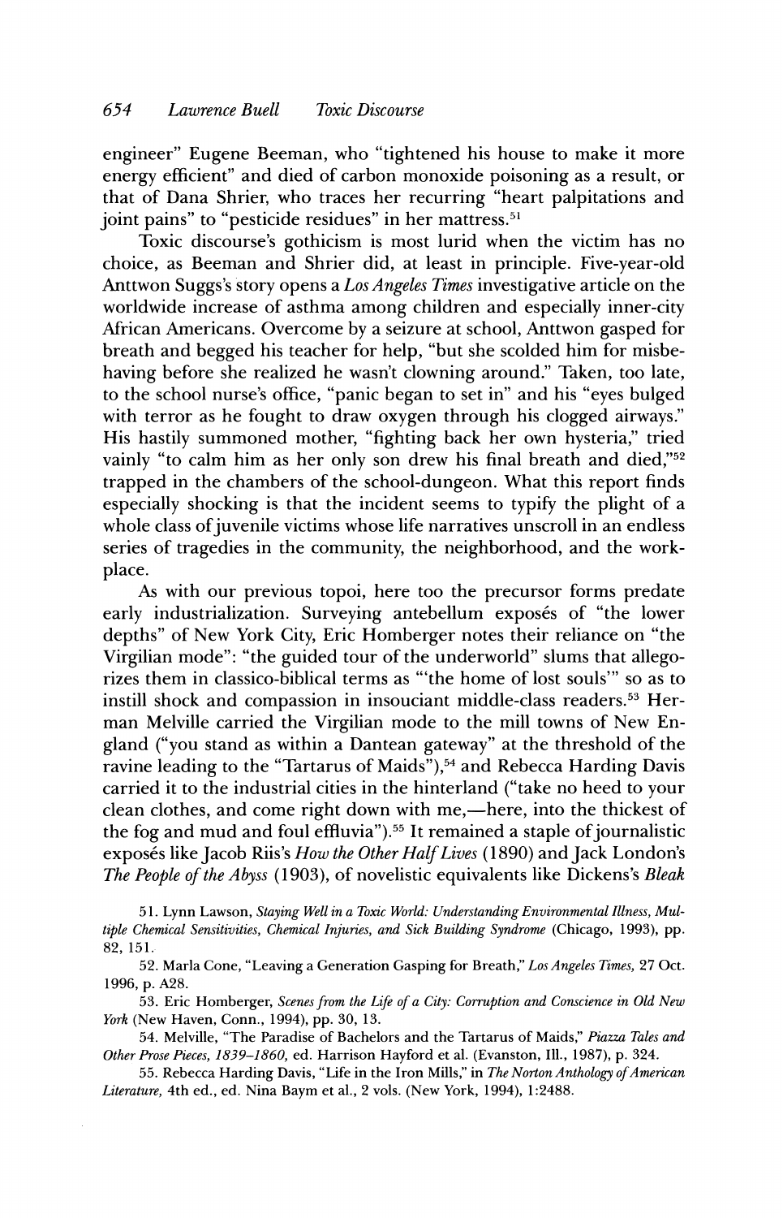engineer" Eugene Beeman, who "tightened his house to make it more energy efficient" and died of carbon monoxide poisoning as a result, or that of Dana Shrier, who traces her recurring "heart palpitations and joint pains" to "pesticide residues" in her mattress.[51]

Toxic discourse's gothicism is most lurid when the victim has no choice, as Beeman and Shrier did, at least in principle. Five-year-old Anttwon Suggs's story opens a *Los Angeles Times* investigative article on the worldwide increase of asthma among children and especially inner-city African Americans. Overcome by a seizure at school, Anttwon gasped for breath and begged his teacher for help, "but she scolded him for misbehaving before she realized he wasn't clowning around." Taken, too late, to the school nurse's office, "panic began to set in" and his "eyes bulged with terror as he fought to draw oxygen through his clogged airways." His hastily summoned mother, "fighting back her own hysteria," tried vainly "to calm him as her only son drew his final breath and died,"[52] trapped in the chambers of the school-dungeon. What this report finds especially shocking is that the incident seems to typify the plight of a whole class of juvenile victims whose life narratives unscroll in an endless series of tragedies in the community, the neighborhood, and the workplace.

As with our previous topoi, here too the precursor forms predate early industrialization. Surveying antebellum exposés of "the lower depths" of New York City, Eric Homberger notes their reliance on "the Virgilian mode": "the guided tour of the underworld" slums that allegorizes them in classico-biblical terms as "'the home of lost souls'" so as to instill shock and compassion in insouciant middle-class readers.[53] Herman Melville carried the Virgilian mode to the mill towns of New England ("you stand as within a Dantean gateway" at the threshold of the ravine leading to the "Tartarus of Maids"),[54] and Rebecca Harding Davis carried it to the industrial cities in the hinterland ("take no heed to your clean clothes, and come right down with me,—here, into the thickest of the fog and mud and foul effluvia").[55] It remained a staple of journalistic exposés like Jacob Riis's *How the Other Half Lives* (1890) and Jack London's *The People of the Abyss* (1903), of novelistic equivalents like Dickens's *Bleak*

51. Lynn Lawson, *Staying Well in a Toxic World: Understanding Environmental Illness, Multiple Chemical Sensitivities, Chemical Injuries, and Sick Building Syndrome* (Chicago, 1993), pp. 82, 151.

52. Marla Cone, "Leaving a Generation Gasping for Breath," *Los Angeles Times*, 27 Oct. 1996, p. A28.

53. Eric Homberger, *Scenes from the Life of a City: Corruption and Conscience in Old New York* (New Haven, Conn., 1994), pp. 30, 13.

54. Melville, "The Paradise of Bachelors and the Tartarus of Maids," *Piazza Tales and Other Prose Pieces, 1839–1860*, ed. Harrison Hayford et al. (Evanston, Ill., 1987), p. 324.

55. Rebecca Harding Davis, "Life in the Iron Mills," in *The Norton Anthology of American Literature*, 4th ed., ed. Nina Baym et al., 2 vols. (New York, 1994), 1:2488.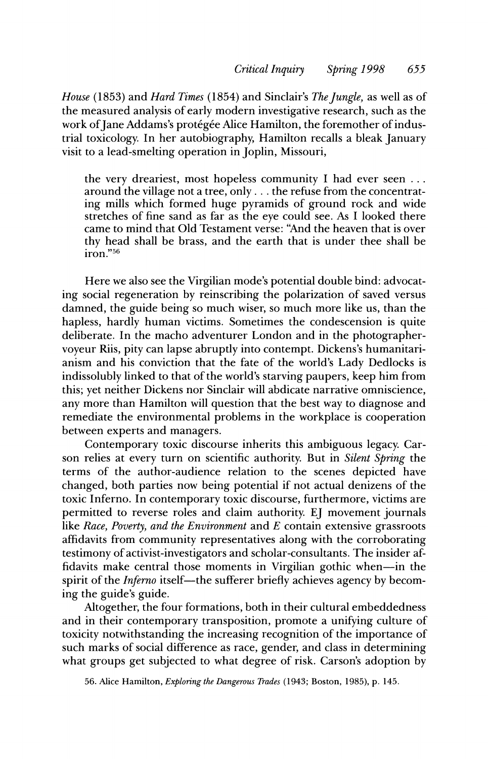*House* (1853) and *Hard Times* (1854) and Sinclair's *The Jungle*, as well as of the measured analysis of early modern investigative research, such as the work of Jane Addams's protégée Alice Hamilton, the foremother of industrial toxicology. In her autobiography, Hamilton recalls a bleak January visit to a lead-smelting operation in Joplin, Missouri,

> the very dreariest, most hopeless community I had ever seen . . . around the village not a tree, only . . . the refuse from the concentrating mills which formed huge pyramids of ground rock and wide stretches of fine sand as far as the eye could see. As I looked there came to mind that Old Testament verse: "And the heaven that is over thy head shall be brass, and the earth that is under thee shall be iron."[56]

Here we also see the Virgilian mode's potential double bind: advocating social regeneration by reinscribing the polarization of saved versus damned, the guide being so much wiser, so much more like us, than the hapless, hardly human victims. Sometimes the condescension is quite deliberate. In the macho adventurer London and in the photographer-voyeur Riis, pity can lapse abruptly into contempt. Dickens's humanitarianism and his conviction that the fate of the world's Lady Dedlocks is indissolubly linked to that of the world's starving paupers, keep him from this; yet neither Dickens nor Sinclair will abdicate narrative omniscience, any more than Hamilton will question that the best way to diagnose and remediate the environmental problems in the workplace is cooperation between experts and managers.

Contemporary toxic discourse inherits this ambiguous legacy. Carson relies at every turn on scientific authority. But in *Silent Spring* the terms of the author-audience relation to the scenes depicted have changed, both parties now being potential if not actual denizens of the toxic Inferno. In contemporary toxic discourse, furthermore, victims are permitted to reverse roles and claim authority. EJ movement journals like *Race, Poverty, and the Environment* and *E* contain extensive grassroots affidavits from community representatives along with the corroborating testimony of activist-investigators and scholar-consultants. The insider affidavits make central those moments in Virgilian gothic when—in the spirit of the *Inferno* itself—the sufferer briefly achieves agency by becoming the guide's guide.

Altogether, the four formations, both in their cultural embeddedness and in their contemporary transposition, promote a unifying culture of toxicity notwithstanding the increasing recognition of the importance of such marks of social difference as race, gender, and class in determining what groups get subjected to what degree of risk. Carson's adoption by

56. Alice Hamilton, *Exploring the Dangerous Trades* (1943; Boston, 1985), p. 145.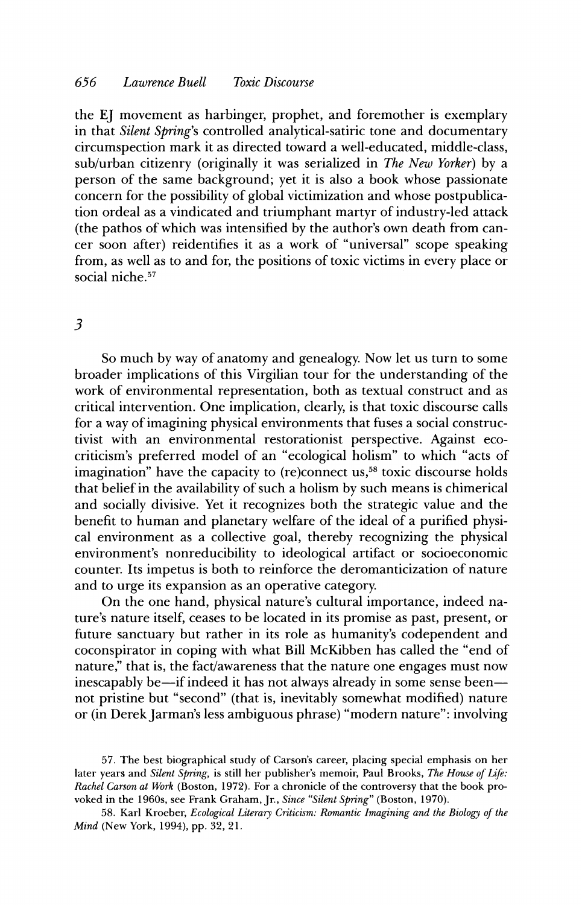the EJ movement as harbinger, prophet, and foremother is exemplary in that *Silent Spring*'s controlled analytical-satiric tone and documentary circumspection mark it as directed toward a well-educated, middle-class, sub/urban citizenry (originally it was serialized in *The New Yorker*) by a person of the same background; yet it is also a book whose passionate concern for the possibility of global victimization and whose postpublication ordeal as a vindicated and triumphant martyr of industry-led attack (the pathos of which was intensified by the author's own death from cancer soon after) reidentifies it as a work of "universal" scope speaking from, as well as to and for, the positions of toxic victims in every place or social niche.[57]

## *3*

So much by way of anatomy and genealogy. Now let us turn to some broader implications of this Virgilian tour for the understanding of the work of environmental representation, both as textual construct and as critical intervention. One implication, clearly, is that toxic discourse calls for a way of imagining physical environments that fuses a social constructivist with an environmental restorationist perspective. Against ecocriticism's preferred model of an "ecological holism" to which "acts of imagination" have the capacity to (re)connect us,[58] toxic discourse holds that belief in the availability of such a holism by such means is chimerical and socially divisive. Yet it recognizes both the strategic value and the benefit to human and planetary welfare of the ideal of a purified physical environment as a collective goal, thereby recognizing the physical environment's nonreducibility to ideological artifact or socioeconomic counter. Its impetus is both to reinforce the deromanticization of nature and to urge its expansion as an operative category.

On the one hand, physical nature's cultural importance, indeed nature's nature itself, ceases to be located in its promise as past, present, or future sanctuary but rather in its role as humanity's codependent and coconspirator in coping with what Bill McKibben has called the "end of nature," that is, the fact/awareness that the nature one engages must now inescapably be—if indeed it has not always already in some sense been—not pristine but "second" (that is, inevitably somewhat modified) nature or (in Derek Jarman's less ambiguous phrase) "modern nature": involving

57. The best biographical study of Carson's career, placing special emphasis on her later years and *Silent Spring*, is still her publisher's memoir, Paul Brooks, *The House of Life: Rachel Carson at Work* (Boston, 1972). For a chronicle of the controversy that the book provoked in the 1960s, see Frank Graham, Jr., *Since "Silent Spring"* (Boston, 1970).

58. Karl Kroeber, *Ecological Literary Criticism: Romantic Imagining and the Biology of the Mind* (New York, 1994), pp. 32, 21.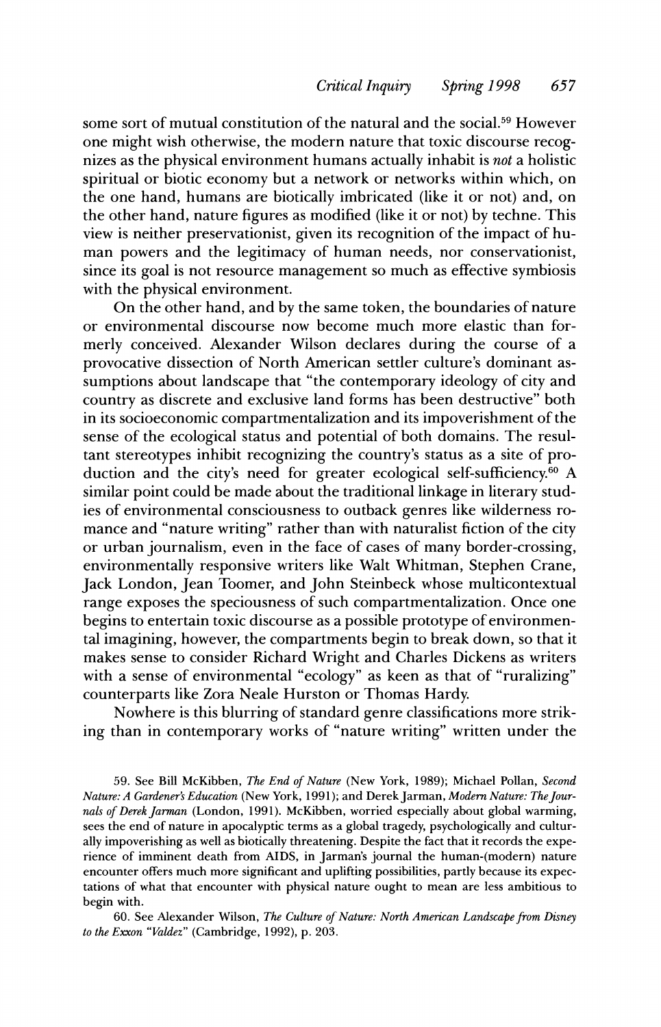some sort of mutual constitution of the natural and the social.[59] However one might wish otherwise, the modern nature that toxic discourse recognizes as the physical environment humans actually inhabit is *not* a holistic spiritual or biotic economy but a network or networks within which, on the one hand, humans are biotically imbricated (like it or not) and, on the other hand, nature figures as modified (like it or not) by techne. This view is neither preservationist, given its recognition of the impact of human powers and the legitimacy of human needs, nor conservationist, since its goal is not resource management so much as effective symbiosis with the physical environment.

On the other hand, and by the same token, the boundaries of nature or environmental discourse now become much more elastic than formerly conceived. Alexander Wilson declares during the course of a provocative dissection of North American settler culture's dominant assumptions about landscape that "the contemporary ideology of city and country as discrete and exclusive land forms has been destructive" both in its socioeconomic compartmentalization and its impoverishment of the sense of the ecological status and potential of both domains. The resultant stereotypes inhibit recognizing the country's status as a site of production and the city's need for greater ecological self-sufficiency.[60] A similar point could be made about the traditional linkage in literary studies of environmental consciousness to outback genres like wilderness romance and "nature writing" rather than with naturalist fiction of the city or urban journalism, even in the face of cases of many border-crossing, environmentally responsive writers like Walt Whitman, Stephen Crane, Jack London, Jean Toomer, and John Steinbeck whose multicontextual range exposes the speciousness of such compartmentalization. Once one begins to entertain toxic discourse as a possible prototype of environmental imagining, however, the compartments begin to break down, so that it makes sense to consider Richard Wright and Charles Dickens as writers with a sense of environmental "ecology" as keen as that of "ruralizing" counterparts like Zora Neale Hurston or Thomas Hardy.

Nowhere is this blurring of standard genre classifications more striking than in contemporary works of "nature writing" written under the

59. See Bill McKibben, *The End of Nature* (New York, 1989); Michael Pollan, *Second Nature: A Gardener's Education* (New York, 1991); and Derek Jarman, *Modern Nature: The Journals of Derek Jarman* (London, 1991). McKibben, worried especially about global warming, sees the end of nature in apocalyptic terms as a global tragedy, psychologically and culturally impoverishing as well as biotically threatening. Despite the fact that it records the experience of imminent death from AIDS, in Jarman's journal the human-(modern) nature encounter offers much more significant and uplifting possibilities, partly because its expectations of what that encounter with physical nature ought to mean are less ambitious to begin with.

60. See Alexander Wilson, *The Culture of Nature: North American Landscape from Disney to the Exxon "Valdez"* (Cambridge, 1992), p. 203.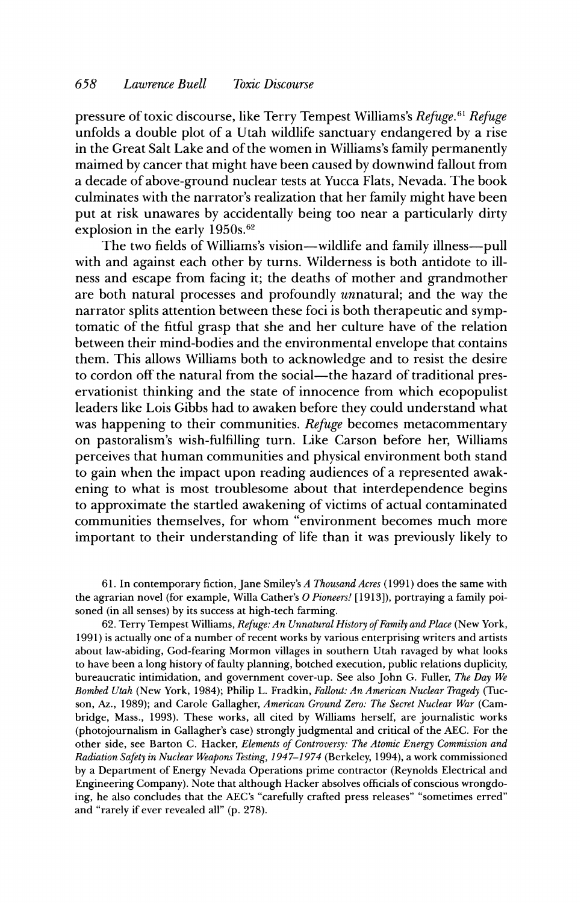pressure of toxic discourse, like Terry Tempest Williams's *Refuge*.[61] *Refuge* unfolds a double plot of a Utah wildlife sanctuary endangered by a rise in the Great Salt Lake and of the women in Williams's family permanently maimed by cancer that might have been caused by downwind fallout from a decade of above-ground nuclear tests at Yucca Flats, Nevada. The book culminates with the narrator's realization that her family might have been put at risk unawares by accidentally being too near a particularly dirty explosion in the early 1950s.[62]

The two fields of Williams's vision—wildlife and family illness—pull with and against each other by turns. Wilderness is both antidote to illness and escape from facing it; the deaths of mother and grandmother are both natural processes and profoundly *un*natural; and the way the narrator splits attention between these foci is both therapeutic and symptomatic of the fitful grasp that she and her culture have of the relation between their mind-bodies and the environmental envelope that contains them. This allows Williams both to acknowledge and to resist the desire to cordon off the natural from the social—the hazard of traditional preservationist thinking and the state of innocence from which ecopopulist leaders like Lois Gibbs had to awaken before they could understand what was happening to their communities. *Refuge* becomes metacommentary on pastoralism's wish-fulfilling turn. Like Carson before her, Williams perceives that human communities and physical environment both stand to gain when the impact upon reading audiences of a represented awakening to what is most troublesome about that interdependence begins to approximate the startled awakening of victims of actual contaminated communities themselves, for whom "environment becomes much more important to their understanding of life than it was previously likely to

61. In contemporary fiction, Jane Smiley's *A Thousand Acres* (1991) does the same with the agrarian novel (for example, Willa Cather's *O Pioneers!* [1913]), portraying a family poisoned (in all senses) by its success at high-tech farming.

62. Terry Tempest Williams, *Refuge: An Unnatural History of Family and Place* (New York, 1991) is actually one of a number of recent works by various enterprising writers and artists about law-abiding, God-fearing Mormon villages in southern Utah ravaged by what looks to have been a long history of faulty planning, botched execution, public relations duplicity, bureaucratic intimidation, and government cover-up. See also John G. Fuller, *The Day We Bombed Utah* (New York, 1984); Philip L. Fradkin, *Fallout: An American Nuclear Tragedy* (Tucson, Az., 1989); and Carole Gallagher, *American Ground Zero: The Secret Nuclear War* (Cambridge, Mass., 1993). These works, all cited by Williams herself, are journalistic works (photojournalism in Gallagher's case) strongly judgmental and critical of the AEC. For the other side, see Barton C. Hacker, *Elements of Controversy: The Atomic Energy Commission and Radiation Safety in Nuclear Weapons Testing, 1947–1974* (Berkeley, 1994), a work commissioned by a Department of Energy Nevada Operations prime contractor (Reynolds Electrical and Engineering Company). Note that although Hacker absolves officials of conscious wrongdoing, he also concludes that the AEC's "carefully crafted press releases" "sometimes erred" and "rarely if ever revealed all" (p. 278).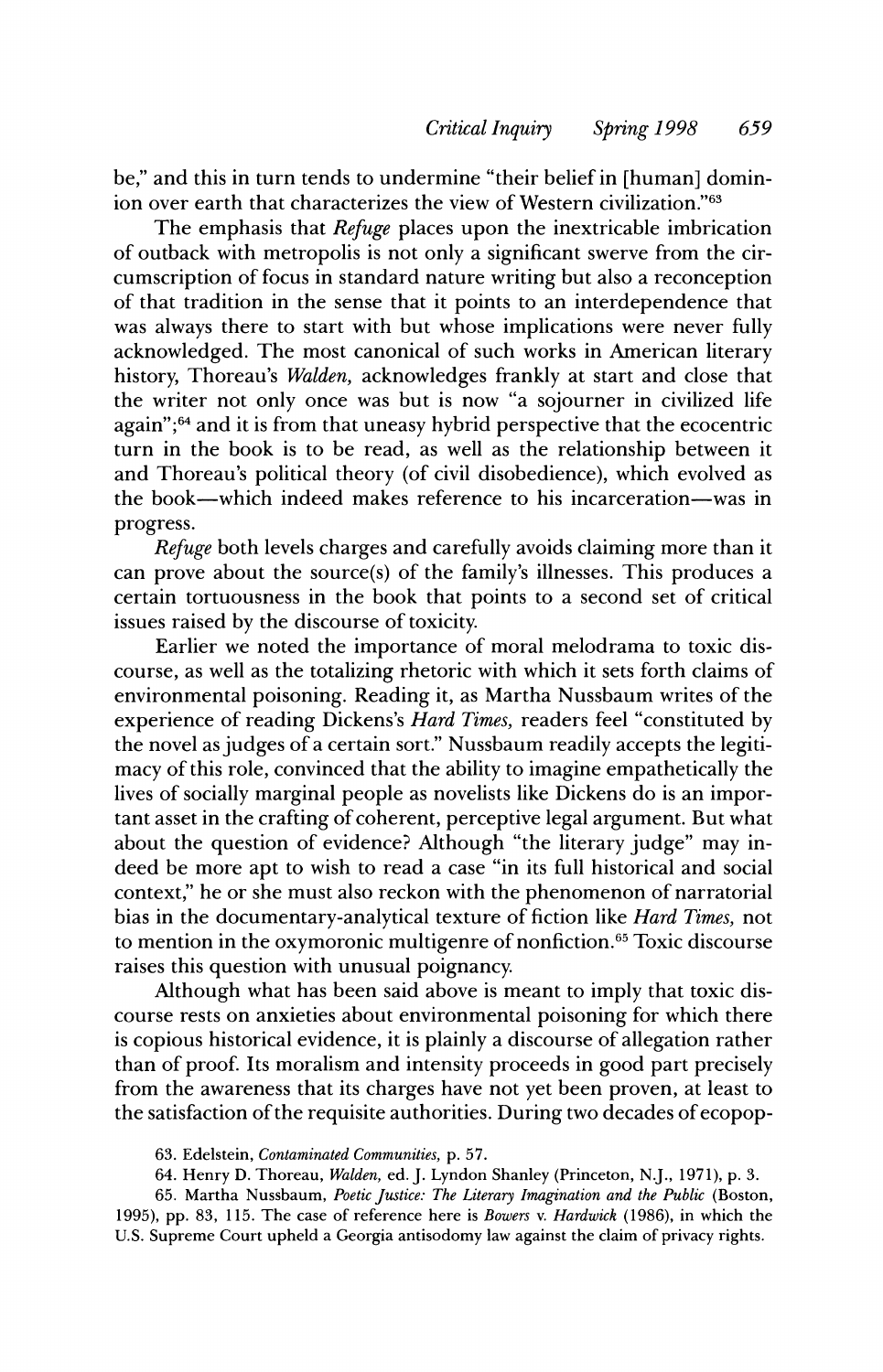be," and this in turn tends to undermine "their belief in [human] dominion over earth that characterizes the view of Western civilization."[63]

The emphasis that *Refuge* places upon the inextricable imbrication of outback with metropolis is not only a significant swerve from the circumscription of focus in standard nature writing but also a reconception of that tradition in the sense that it points to an interdependence that was always there to start with but whose implications were never fully acknowledged. The most canonical of such works in American literary history, Thoreau's *Walden,* acknowledges frankly at start and close that the writer not only once was but is now "a sojourner in civilized life again";[64] and it is from that uneasy hybrid perspective that the ecocentric turn in the book is to be read, as well as the relationship between it and Thoreau's political theory (of civil disobedience), which evolved as the book—which indeed makes reference to his incarceration—was in progress.

*Refuge* both levels charges and carefully avoids claiming more than it can prove about the source(s) of the family's illnesses. This produces a certain tortuousness in the book that points to a second set of critical issues raised by the discourse of toxicity.

Earlier we noted the importance of moral melodrama to toxic discourse, as well as the totalizing rhetoric with which it sets forth claims of environmental poisoning. Reading it, as Martha Nussbaum writes of the experience of reading Dickens's *Hard Times,* readers feel "constituted by the novel as judges of a certain sort." Nussbaum readily accepts the legitimacy of this role, convinced that the ability to imagine empathetically the lives of socially marginal people as novelists like Dickens do is an important asset in the crafting of coherent, perceptive legal argument. But what about the question of evidence? Although "the literary judge" may indeed be more apt to wish to read a case "in its full historical and social context," he or she must also reckon with the phenomenon of narratorial bias in the documentary-analytical texture of fiction like *Hard Times,* not to mention in the oxymoronic multigenre of nonfiction.[65] Toxic discourse raises this question with unusual poignancy.

Although what has been said above is meant to imply that toxic discourse rests on anxieties about environmental poisoning for which there is copious historical evidence, it is plainly a discourse of allegation rather than of proof. Its moralism and intensity proceeds in good part precisely from the awareness that its charges have not yet been proven, at least to the satisfaction of the requisite authorities. During two decades of ecopop-

63. Edelstein, *Contaminated Communities,* p. 57.

64. Henry D. Thoreau, *Walden,* ed. J. Lyndon Shanley (Princeton, N.J., 1971), p. 3.

65. Martha Nussbaum, *Poetic Justice: The Literary Imagination and the Public* (Boston, 1995), pp. 83, 115. The case of reference here is *Bowers v. Hardwick* (1986), in which the U.S. Supreme Court upheld a Georgia antisodomy law against the claim of privacy rights.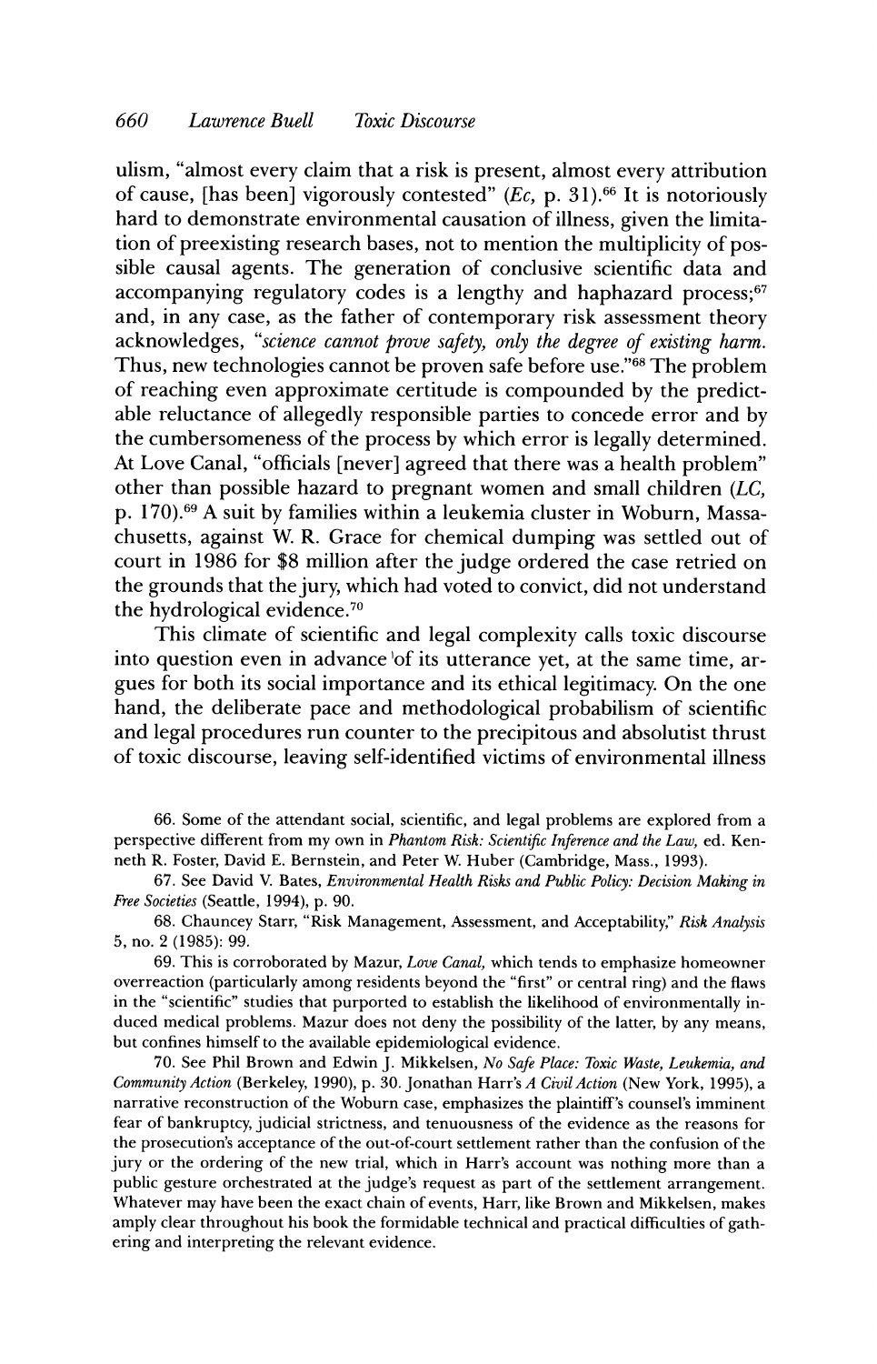ulism, "almost every claim that a risk is present, almost every attribution of cause, [has been] vigorously contested" (*Ec*, p. 31).[66] It is notoriously hard to demonstrate environmental causation of illness, given the limitation of preexisting research bases, not to mention the multiplicity of possible causal agents. The generation of conclusive scientific data and accompanying regulatory codes is a lengthy and haphazard process;[67] and, in any case, as the father of contemporary risk assessment theory acknowledges, "*science cannot prove safety, only the degree of existing harm.* Thus, new technologies cannot be proven safe before use."[68] The problem of reaching even approximate certitude is compounded by the predictable reluctance of allegedly responsible parties to concede error and by the cumbersomeness of the process by which error is legally determined. At Love Canal, "officials [never] agreed that there was a health problem" other than possible hazard to pregnant women and small children (*LC*, p. 170).[69] A suit by families within a leukemia cluster in Woburn, Massachusetts, against W. R. Grace for chemical dumping was settled out of court in 1986 for $8 million after the judge ordered the case retried on the grounds that the jury, which had voted to convict, did not understand the hydrological evidence.[70]

This climate of scientific and legal complexity calls toxic discourse into question even in advance of its utterance yet, at the same time, argues for both its social importance and its ethical legitimacy. On the one hand, the deliberate pace and methodological probabilism of scientific and legal procedures run counter to the precipitous and absolutist thrust of toxic discourse, leaving self-identified victims of environmental illness

66. Some of the attendant social, scientific, and legal problems are explored from a perspective different from my own in *Phantom Risk: Scientific Inference and the Law*, ed. Kenneth R. Foster, David E. Bernstein, and Peter W. Huber (Cambridge, Mass., 1993).

67. See David V. Bates, *Environmental Health Risks and Public Policy: Decision Making in Free Societies* (Seattle, 1994), p. 90.

68. Chauncey Starr, "Risk Management, Assessment, and Acceptability," *Risk Analysis* 5, no. 2 (1985): 99.

69. This is corroborated by Mazur, *Love Canal*, which tends to emphasize homeowner overreaction (particularly among residents beyond the "first" or central ring) and the flaws in the "scientific" studies that purported to establish the likelihood of environmentally induced medical problems. Mazur does not deny the possibility of the latter, by any means, but confines himself to the available epidemiological evidence.

70. See Phil Brown and Edwin J. Mikkelsen, *No Safe Place: Toxic Waste, Leukemia, and Community Action* (Berkeley, 1990), p. 30. Jonathan Harr's *A Civil Action* (New York, 1995), a narrative reconstruction of the Woburn case, emphasizes the plaintiff's counsel's imminent fear of bankruptcy, judicial strictness, and tenuousness of the evidence as the reasons for the prosecution's acceptance of the out-of-court settlement rather than the confusion of the jury or the ordering of the new trial, which in Harr's account was nothing more than a public gesture orchestrated at the judge's request as part of the settlement arrangement. Whatever may have been the exact chain of events, Harr, like Brown and Mikkelsen, makes amply clear throughout his book the formidable technical and practical difficulties of gathering and interpreting the relevant evidence.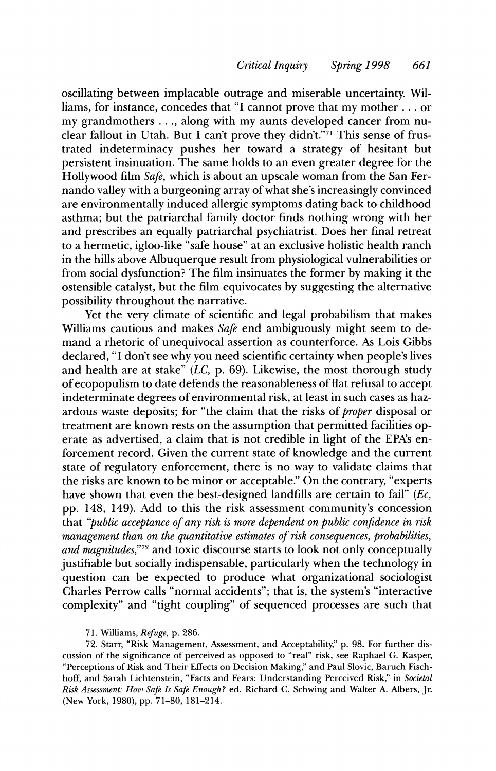oscillating between implacable outrage and miserable uncertainty. Williams, for instance, concedes that "I cannot prove that my mother . . . or my grandmothers . . ., along with my aunts developed cancer from nuclear fallout in Utah. But I can't prove they didn't."[71] This sense of frustrated indeterminacy pushes her toward a strategy of hesitant but persistent insinuation. The same holds to an even greater degree for the Hollywood film *Safe*, which is about an upscale woman from the San Fernando valley with a burgeoning array of what she's increasingly convinced are environmentally induced allergic symptoms dating back to childhood asthma; but the patriarchal family doctor finds nothing wrong with her and prescribes an equally patriarchal psychiatrist. Does her final retreat to a hermetic, igloo-like "safe house" at an exclusive holistic health ranch in the hills above Albuquerque result from physiological vulnerabilities or from social dysfunction? The film insinuates the former by making it the ostensible catalyst, but the film equivocates by suggesting the alternative possibility throughout the narrative.

Yet the very climate of scientific and legal probabilism that makes Williams cautious and makes *Safe* end ambiguously might seem to demand a rhetoric of unequivocal assertion as counterforce. As Lois Gibbs declared, "I don't see why you need scientific certainty when people's lives and health are at stake" (*LC*, p. 69). Likewise, the most thorough study of ecopopulism to date defends the reasonableness of flat refusal to accept indeterminate degrees of environmental risk, at least in such cases as hazardous waste deposits; for "the claim that the risks of *proper* disposal or treatment are known rests on the assumption that permitted facilities operate as advertised, a claim that is not credible in light of the EPA's enforcement record. Given the current state of knowledge and the current state of regulatory enforcement, there is no way to validate claims that the risks are known to be minor or acceptable." On the contrary, "experts have shown that even the best-designed landfills are certain to fail" (*Ec*, pp. 148, 149). Add to this the risk assessment community's concession that *"public acceptance of any risk is more dependent on public confidence in risk management than on the quantitative estimates of risk consequences, probabilities, and magnitudes,"*[72] and toxic discourse starts to look not only conceptually justifiable but socially indispensable, particularly when the technology in question can be expected to produce what organizational sociologist Charles Perrow calls "normal accidents"; that is, the system's "interactive complexity" and "tight coupling" of sequenced processes are such that

71. Williams, *Refuge*, p. 286.

72. Starr, "Risk Management, Assessment, and Acceptability," p. 98. For further discussion of the significance of perceived as opposed to "real" risk, see Raphael G. Kasper, "Perceptions of Risk and Their Effects on Decision Making," and Paul Slovic, Baruch Fischhoff, and Sarah Lichtenstein, "Facts and Fears: Understanding Perceived Risk," in *Societal Risk Assessment: How Safe Is Safe Enough?* ed. Richard C. Schwing and Walter A. Albers, Jr. (New York, 1980), pp. 71–80, 181–214.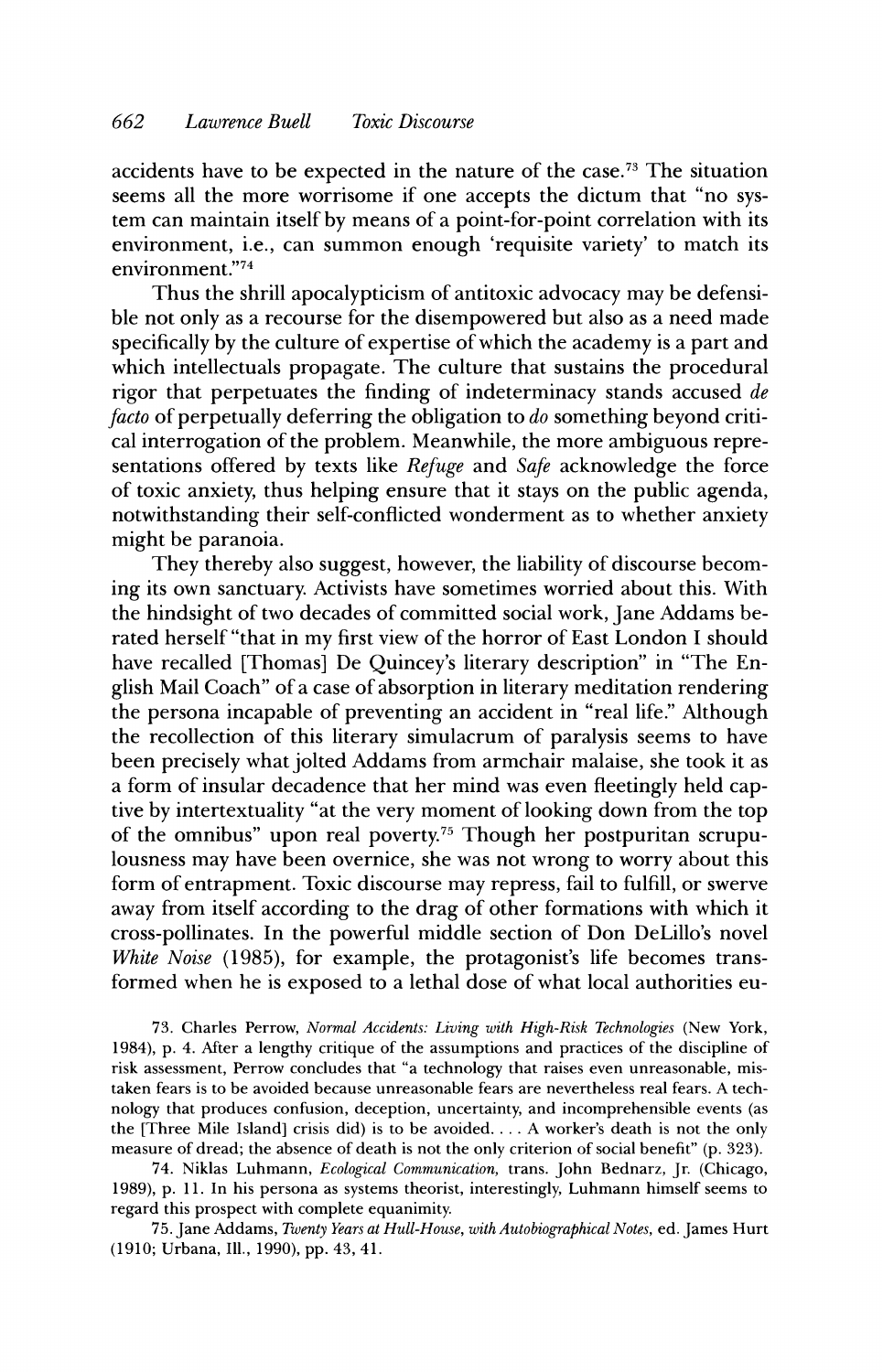accidents have to be expected in the nature of the case.[73] The situation seems all the more worrisome if one accepts the dictum that "no system can maintain itself by means of a point-for-point correlation with its environment, i.e., can summon enough 'requisite variety' to match its environment."[74]

Thus the shrill apocalypticism of antitoxic advocacy may be defensible not only as a recourse for the disempowered but also as a need made specifically by the culture of expertise of which the academy is a part and which intellectuals propagate. The culture that sustains the procedural rigor that perpetuates the finding of indeterminacy stands accused *de facto* of perpetually deferring the obligation to *do* something beyond critical interrogation of the problem. Meanwhile, the more ambiguous representations offered by texts like *Refuge* and *Safe* acknowledge the force of toxic anxiety, thus helping ensure that it stays on the public agenda, notwithstanding their self-conflicted wonderment as to whether anxiety might be paranoia.

They thereby also suggest, however, the liability of discourse becoming its own sanctuary. Activists have sometimes worried about this. With the hindsight of two decades of committed social work, Jane Addams berated herself "that in my first view of the horror of East London I should have recalled [Thomas] De Quincey's literary description" in "The English Mail Coach" of a case of absorption in literary meditation rendering the persona incapable of preventing an accident in "real life." Although the recollection of this literary simulacrum of paralysis seems to have been precisely what jolted Addams from armchair malaise, she took it as a form of insular decadence that her mind was even fleetingly held captive by intertextuality "at the very moment of looking down from the top of the omnibus" upon real poverty.[75] Though her postpuritan scrupulousness may have been overnice, she was not wrong to worry about this form of entrapment. Toxic discourse may repress, fail to fulfill, or swerve away from itself according to the drag of other formations with which it cross-pollinates. In the powerful middle section of Don DeLillo's novel *White Noise* (1985), for example, the protagonist's life becomes transformed when he is exposed to a lethal dose of what local authorities eu-

73. Charles Perrow, *Normal Accidents: Living with High-Risk Technologies* (New York, 1984), p. 4. After a lengthy critique of the assumptions and practices of the discipline of risk assessment, Perrow concludes that "a technology that raises even unreasonable, mistaken fears is to be avoided because unreasonable fears are nevertheless real fears. A technology that produces confusion, deception, uncertainty, and incomprehensible events (as the [Three Mile Island] crisis did) is to be avoided. . . . A worker's death is not the only measure of dread; the absence of death is not the only criterion of social benefit" (p. 323).

74. Niklas Luhmann, *Ecological Communication*, trans. John Bednarz, Jr. (Chicago, 1989), p. 11. In his persona as systems theorist, interestingly, Luhmann himself seems to regard this prospect with complete equanimity.

75. Jane Addams, *Twenty Years at Hull-House, with Autobiographical Notes*, ed. James Hurt (1910; Urbana, Ill., 1990), pp. 43, 41.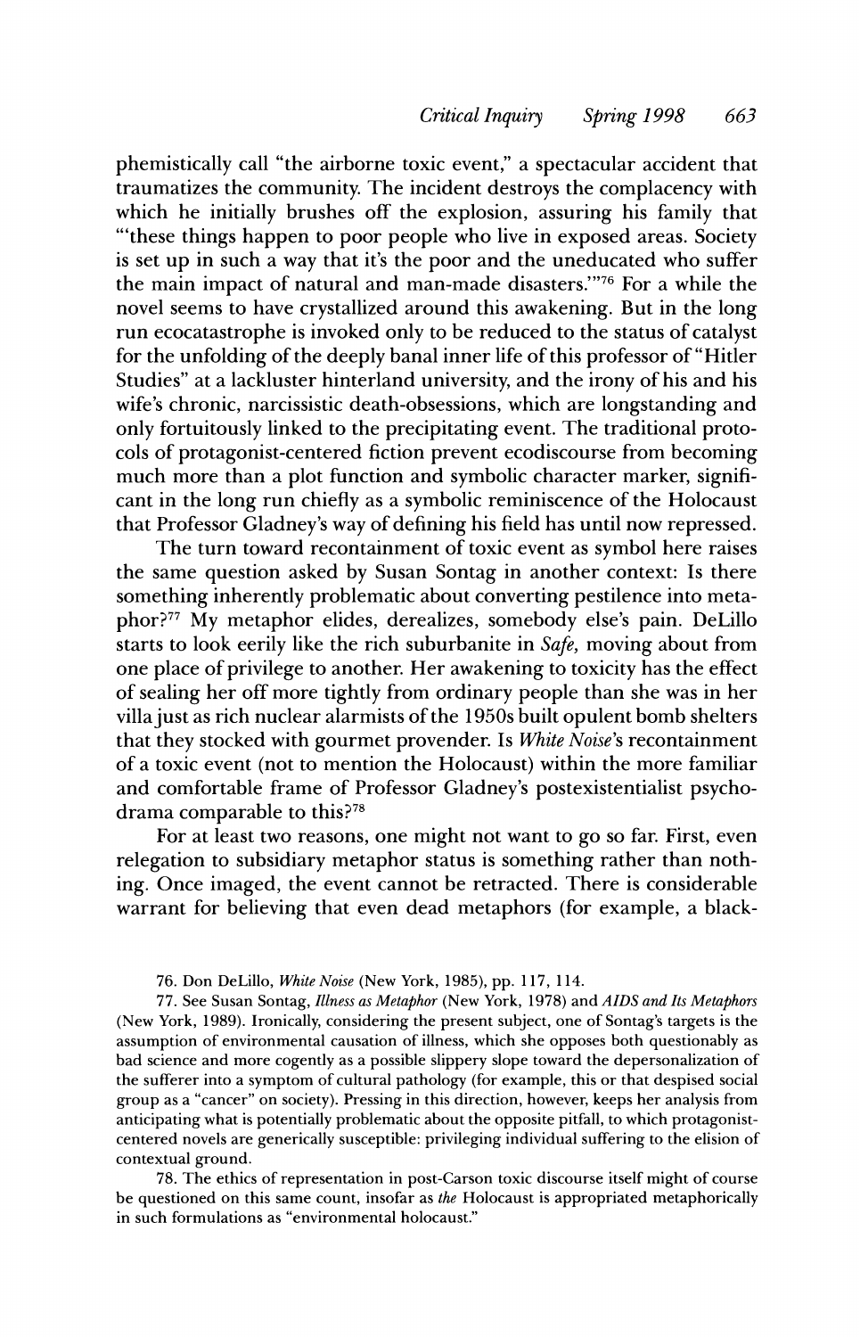phemistically call "the airborne toxic event," a spectacular accident that traumatizes the community. The incident destroys the complacency with which he initially brushes off the explosion, assuring his family that "'these things happen to poor people who live in exposed areas. Society is set up in such a way that it's the poor and the uneducated who suffer the main impact of natural and man-made disasters.'"[76] For a while the novel seems to have crystallized around this awakening. But in the long run ecocatastrophe is invoked only to be reduced to the status of catalyst for the unfolding of the deeply banal inner life of this professor of "Hitler Studies" at a lackluster hinterland university, and the irony of his and his wife's chronic, narcissistic death-obsessions, which are longstanding and only fortuitously linked to the precipitating event. The traditional protocols of protagonist-centered fiction prevent ecodiscourse from becoming much more than a plot function and symbolic character marker, significant in the long run chiefly as a symbolic reminiscence of the Holocaust that Professor Gladney's way of defining his field has until now repressed.

The turn toward recontainment of toxic event as symbol here raises the same question asked by Susan Sontag in another context: Is there something inherently problematic about converting pestilence into metaphor?[77] My metaphor elides, derealizes, somebody else's pain. DeLillo starts to look eerily like the rich suburbanite in *Safe,* moving about from one place of privilege to another. Her awakening to toxicity has the effect of sealing her off more tightly from ordinary people than she was in her villa just as rich nuclear alarmists of the 1950s built opulent bomb shelters that they stocked with gourmet provender. Is *White Noise*'s recontainment of a toxic event (not to mention the Holocaust) within the more familiar and comfortable frame of Professor Gladney's postexistentialist psychodrama comparable to this?[78]

For at least two reasons, one might not want to go so far. First, even relegation to subsidiary metaphor status is something rather than nothing. Once imaged, the event cannot be retracted. There is considerable warrant for believing that even dead metaphors (for example, a black-

76. Don DeLillo, *White Noise* (New York, 1985), pp. 117, 114.

77. See Susan Sontag, *Illness as Metaphor* (New York, 1978) and *AIDS and Its Metaphors* (New York, 1989). Ironically, considering the present subject, one of Sontag's targets is the assumption of environmental causation of illness, which she opposes both questionably as bad science and more cogently as a possible slippery slope toward the depersonalization of the sufferer into a symptom of cultural pathology (for example, this or that despised social group as a "cancer" on society). Pressing in this direction, however, keeps her analysis from anticipating what is potentially problematic about the opposite pitfall, to which protagonist-centered novels are generically susceptible: privileging individual suffering to the elision of contextual ground.

78. The ethics of representation in post-Carson toxic discourse itself might of course be questioned on this same count, insofar as *the* Holocaust is appropriated metaphorically in such formulations as "environmental holocaust."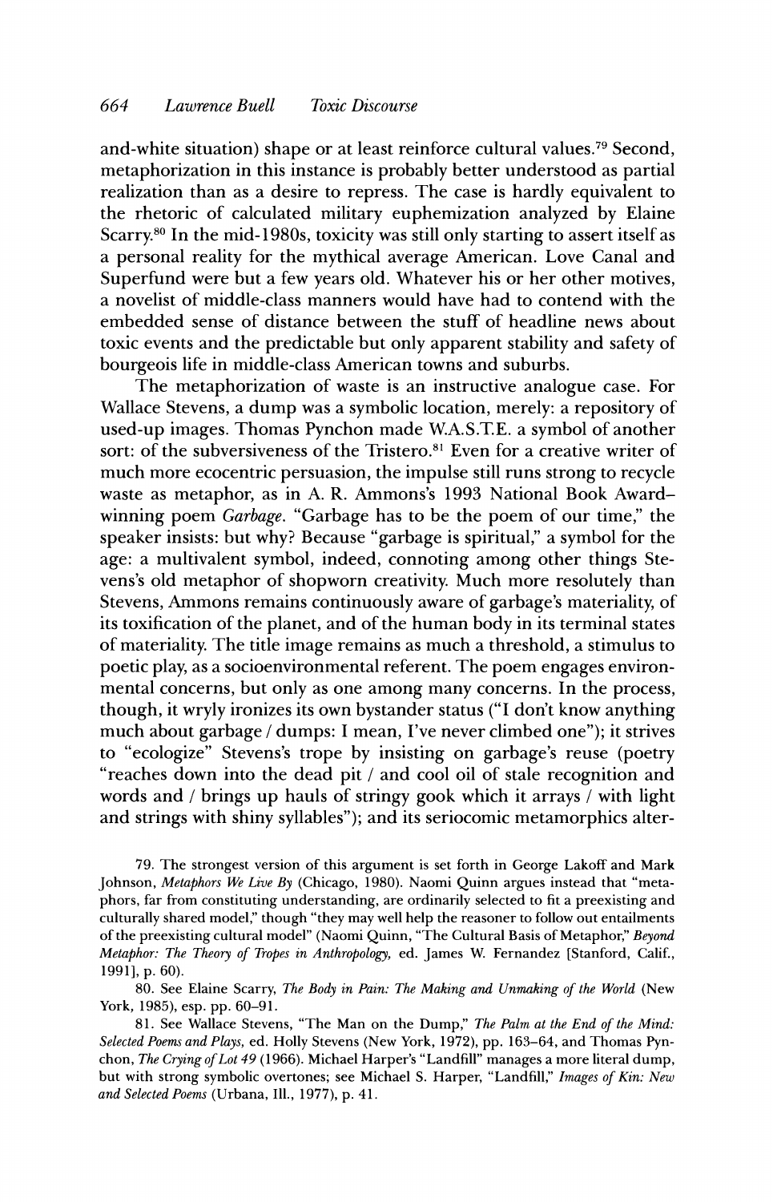and-white situation) shape or at least reinforce cultural values.[79] Second, metaphorization in this instance is probably better understood as partial realization than as a desire to repress. The case is hardly equivalent to the rhetoric of calculated military euphemization analyzed by Elaine Scarry.[80] In the mid-1980s, toxicity was still only starting to assert itself as a personal reality for the mythical average American. Love Canal and Superfund were but a few years old. Whatever his or her other motives, a novelist of middle-class manners would have had to contend with the embedded sense of distance between the stuff of headline news about toxic events and the predictable but only apparent stability and safety of bourgeois life in middle-class American towns and suburbs.

The metaphorization of waste is an instructive analogue case. For Wallace Stevens, a dump was a symbolic location, merely: a repository of used-up images. Thomas Pynchon made W.A.S.T.E. a symbol of another sort: of the subversiveness of the Tristero.[81] Even for a creative writer of much more ecocentric persuasion, the impulse still runs strong to recycle waste as metaphor, as in A. R. Ammons's 1993 National Book Award–winning poem *Garbage*. "Garbage has to be the poem of our time," the speaker insists: but why? Because "garbage is spiritual," a symbol for the age: a multivalent symbol, indeed, connoting among other things Stevens's old metaphor of shopworn creativity. Much more resolutely than Stevens, Ammons remains continuously aware of garbage's materiality, of its toxification of the planet, and of the human body in its terminal states of materiality. The title image remains as much a threshold, a stimulus to poetic play, as a socioenvironmental referent. The poem engages environmental concerns, but only as one among many concerns. In the process, though, it wryly ironizes its own bystander status ("I don't know anything much about garbage / dumps: I mean, I've never climbed one"); it strives to "ecologize" Stevens's trope by insisting on garbage's reuse (poetry "reaches down into the dead pit / and cool oil of stale recognition and words and / brings up hauls of stringy gook which it arrays / with light and strings with shiny syllables"); and its seriocomic metamorphics alter-

79. The strongest version of this argument is set forth in George Lakoff and Mark Johnson, *Metaphors We Live By* (Chicago, 1980). Naomi Quinn argues instead that "metaphors, far from constituting understanding, are ordinarily selected to fit a preexisting and culturally shared model," though "they may well help the reasoner to follow out entailments of the preexisting cultural model" (Naomi Quinn, "The Cultural Basis of Metaphor," *Beyond Metaphor: The Theory of Tropes in Anthropology*, ed. James W. Fernandez [Stanford, Calif., 1991], p. 60).

80. See Elaine Scarry, *The Body in Pain: The Making and Unmaking of the World* (New York, 1985), esp. pp. 60–91.

81. See Wallace Stevens, "The Man on the Dump," *The Palm at the End of the Mind: Selected Poems and Plays*, ed. Holly Stevens (New York, 1972), pp. 163–64, and Thomas Pynchon, *The Crying of Lot 49* (1966). Michael Harper's "Landfill" manages a more literal dump, but with strong symbolic overtones; see Michael S. Harper, "Landfill," *Images of Kin: New and Selected Poems* (Urbana, Ill., 1977), p. 41.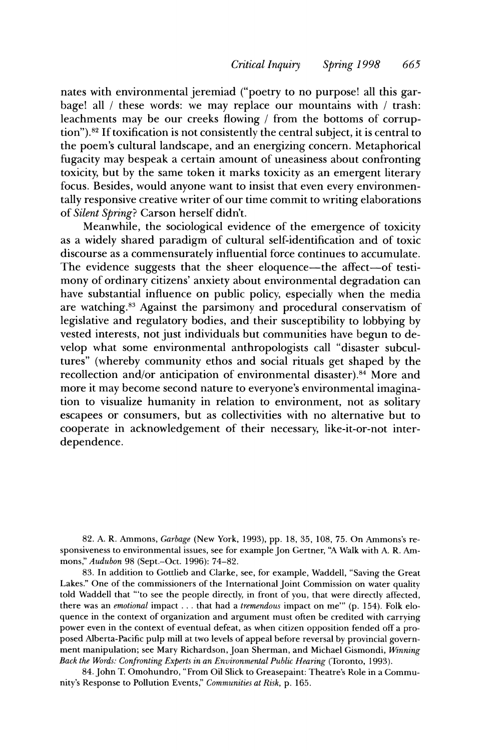nates with environmental jeremiad ("poetry to no purpose! all this garbage! all / these words: we may replace our mountains with / trash: leachments may be our creeks flowing / from the bottoms of corruption").[82] If toxification is not consistently the central subject, it is central to the poem's cultural landscape, and an energizing concern. Metaphorical fugacity may bespeak a certain amount of uneasiness about confronting toxicity, but by the same token it marks toxicity as an emergent literary focus. Besides, would anyone want to insist that even every environmentally responsive creative writer of our time commit to writing elaborations of *Silent Spring*? Carson herself didn't.

Meanwhile, the sociological evidence of the emergence of toxicity as a widely shared paradigm of cultural self-identification and of toxic discourse as a commensurately influential force continues to accumulate. The evidence suggests that the sheer eloquence—the affect—of testimony of ordinary citizens' anxiety about environmental degradation can have substantial influence on public policy, especially when the media are watching.[83] Against the parsimony and procedural conservatism of legislative and regulatory bodies, and their susceptibility to lobbying by vested interests, not just individuals but communities have begun to develop what some environmental anthropologists call "disaster subcultures" (whereby community ethos and social rituals get shaped by the recollection and/or anticipation of environmental disaster).[84] More and more it may become second nature to everyone's environmental imagination to visualize humanity in relation to environment, not as solitary escapees or consumers, but as collectivities with no alternative but to cooperate in acknowledgement of their necessary, like-it-or-not interdependence.

82. A. R. Ammons, *Garbage* (New York, 1993), pp. 18, 35, 108, 75. On Ammons's responsiveness to environmental issues, see for example Jon Gertner, "A Walk with A. R. Ammons," *Audubon* 98 (Sept.–Oct. 1996): 74–82.

83. In addition to Gottlieb and Clarke, see, for example, Waddell, "Saving the Great Lakes." One of the commissioners of the International Joint Commission on water quality told Waddell that "'to see the people directly, in front of you, that were directly affected, there was an *emotional* impact . . . that had a *tremendous* impact on me'" (p. 154). Folk eloquence in the context of organization and argument must often be credited with carrying power even in the context of eventual defeat, as when citizen opposition fended off a proposed Alberta-Pacific pulp mill at two levels of appeal before reversal by provincial government manipulation; see Mary Richardson, Joan Sherman, and Michael Gismondi, *Winning Back the Words: Confronting Experts in an Environmental Public Hearing* (Toronto, 1993).

84. John T. Omohundro, "From Oil Slick to Greasepaint: Theatre's Role in a Community's Response to Pollution Events," *Communities at Risk*, p. 165.